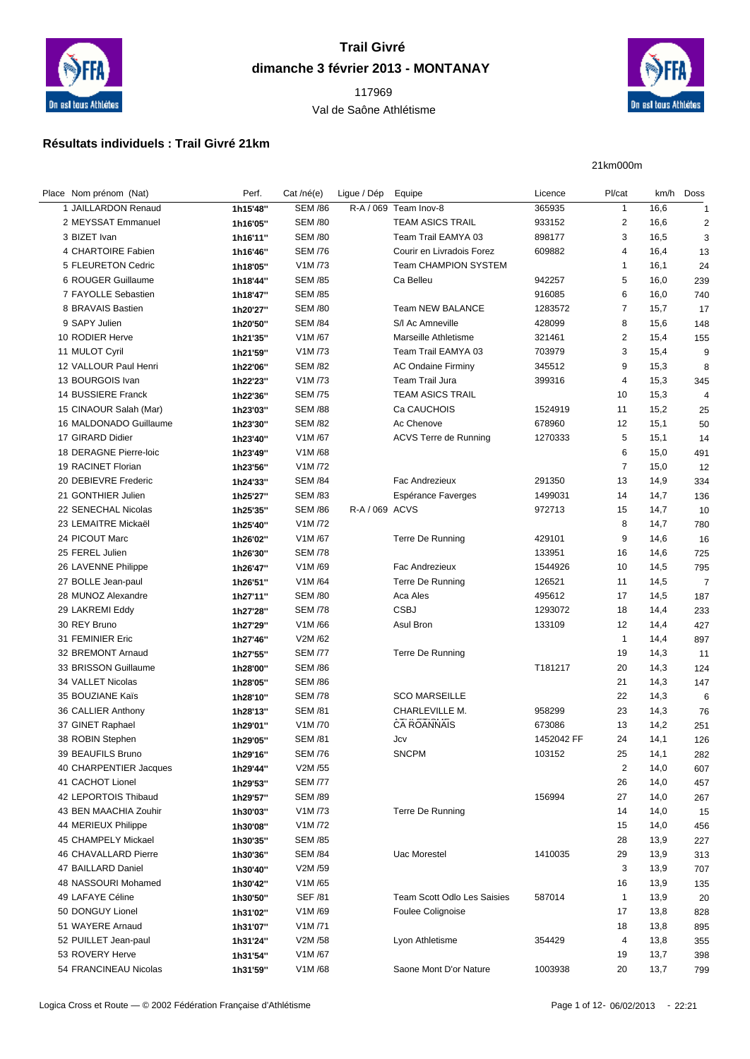# Trail Givré

## dimanche 3 février 2013 - MONTANAY

117969

Val de Saône Athlétisme

### Résultats individuels : Trail Givré 21km

21km000m

| Place | Nom prénom (Nat) | Perf. | Cat /né(e) | Ligue / Dép | Equipe | Licence | Pl/cat | km/h | Doss |
|---|---|---|---|---|---|---|---|---|---|
| 1 | JAILLARDON Renaud | 1h15'48'' | SEM /86 | R-A / 069 | Team Inov-8 | 365935 | 1 | 16,6 | 1 |
| 2 | MEYSSAT Emmanuel | 1h16'05'' | SEM /80 | | TEAM ASICS TRAIL | 933152 | 2 | 16,6 | 2 |
| 3 | BIZET Ivan | 1h16'11'' | SEM /80 | | Team Trail EAMYA 03 | 898177 | 3 | 16,5 | 3 |
| 4 | CHARTOIRE Fabien | 1h16'46'' | SEM /76 | | Courir en Livradois Forez | 609882 | 4 | 16,4 | 13 |
| 5 | FLEURETON Cedric | 1h18'05'' | V1M /73 | | Team CHAMPION SYSTEM | | 1 | 16,1 | 24 |
| 6 | ROUGER Guillaume | 1h18'44'' | SEM /85 | | Ca Belleu | 942257 | 5 | 16,0 | 239 |
| 7 | FAYOLLE Sebastien | 1h18'47'' | SEM /85 | | | 916085 | 6 | 16,0 | 740 |
| 8 | BRAVAIS Bastien | 1h20'27'' | SEM /80 | | Team NEW BALANCE | 1283572 | 7 | 15,7 | 17 |
| 9 | SAPY Julien | 1h20'50'' | SEM /84 | | S/l Ac Amneville | 428099 | 8 | 15,6 | 148 |
| 10 | RODIER Herve | 1h21'35'' | V1M /67 | | Marseille Athletisme | 321461 | 2 | 15,4 | 155 |
| 11 | MULOT Cyril | 1h21'59'' | V1M /73 | | Team Trail EAMYA 03 | 703979 | 3 | 15,4 | 9 |
| 12 | VALLOUR Paul Henri | 1h22'06'' | SEM /82 | | AC Ondaine Firminy | 345512 | 9 | 15,3 | 8 |
| 13 | BOURGOIS Ivan | 1h22'23'' | V1M /73 | | Team Trail Jura | 399316 | 4 | 15,3 | 345 |
| 14 | BUSSIERE Franck | 1h22'36'' | SEM /75 | | TEAM ASICS TRAIL | | 10 | 15,3 | 4 |
| 15 | CINAOUR Salah (Mar) | 1h23'03'' | SEM /88 | | Ca CAUCHOIS | 1524919 | 11 | 15,2 | 25 |
| 16 | MALDONADO Guillaume | 1h23'30'' | SEM /82 | | Ac Chenove | 678960 | 12 | 15,1 | 50 |
| 17 | GIRARD Didier | 1h23'40'' | V1M /67 | | ACVS Terre de Running | 1270333 | 5 | 15,1 | 14 |
| 18 | DERAGNE Pierre-loic | 1h23'49'' | V1M /68 | | | | 6 | 15,0 | 491 |
| 19 | RACINET Florian | 1h23'56'' | V1M /72 | | | | 7 | 15,0 | 12 |
| 20 | DEBIEVRE Frederic | 1h24'33'' | SEM /84 | | Fac Andrezieux | 291350 | 13 | 14,9 | 334 |
| 21 | GONTHIER Julien | 1h25'27'' | SEM /83 | | Espérance Faverges | 1499031 | 14 | 14,7 | 136 |
| 22 | SENECHAL Nicolas | 1h25'35'' | SEM /86 | R-A / 069 | ACVS | 972713 | 15 | 14,7 | 10 |
| 23 | LEMAITRE Mickaël | 1h25'40'' | V1M /72 | | | | 8 | 14,7 | 780 |
| 24 | PICOUT Marc | 1h26'02'' | V1M /67 | | Terre De Running | 429101 | 9 | 14,6 | 16 |
| 25 | FEREL Julien | 1h26'30'' | SEM /78 | | | 133951 | 16 | 14,6 | 725 |
| 26 | LAVENNE Philippe | 1h26'47'' | V1M /69 | | Fac Andrezieux | 1544926 | 10 | 14,5 | 795 |
| 27 | BOLLE Jean-paul | 1h26'51'' | V1M /64 | | Terre De Running | 126521 | 11 | 14,5 | 7 |
| 28 | MUNOZ Alexandre | 1h27'11'' | SEM /80 | | Aca Ales | 495612 | 17 | 14,5 | 187 |
| 29 | LAKREMI Eddy | 1h27'28'' | SEM /78 | | CSBJ | 1293072 | 18 | 14,4 | 233 |
| 30 | REY Bruno | 1h27'29'' | V1M /66 | | Asul Bron | 133109 | 12 | 14,4 | 427 |
| 31 | FEMINIER Eric | 1h27'46'' | V2M /62 | | | | 1 | 14,4 | 897 |
| 32 | BREMONT Arnaud | 1h27'55'' | SEM /77 | | Terre De Running | | 19 | 14,3 | 11 |
| 33 | BRISSON Guillaume | 1h28'00'' | SEM /86 | | | T181217 | 20 | 14,3 | 124 |
| 34 | VALLET Nicolas | 1h28'05'' | SEM /86 | | | | 21 | 14,3 | 147 |
| 35 | BOUZIANE Kaïs | 1h28'10'' | SEM /78 | | SCO MARSEILLE | | 22 | 14,3 | 6 |
| 36 | CALLIER Anthony | 1h28'13'' | SEM /81 | | CHARLEVILLE M. | 958299 | 23 | 14,3 | 76 |
| 37 | GINET Raphael | 1h29'01'' | V1M /70 | | CA ROANNAIS | 673086 | 13 | 14,2 | 251 |
| 38 | ROBIN Stephen | 1h29'05'' | SEM /81 | | Jcv | 1452042 FF | 24 | 14,1 | 126 |
| 39 | BEAUFILS Bruno | 1h29'16'' | SEM /76 | | SNCPM | 103152 | 25 | 14,1 | 282 |
| 40 | CHARPENTIER Jacques | 1h29'44'' | V2M /55 | | | | 2 | 14,0 | 607 |
| 41 | CACHOT Lionel | 1h29'53'' | SEM /77 | | | | 26 | 14,0 | 457 |
| 42 | LEPORTOIS Thibaud | 1h29'57'' | SEM /89 | | | 156994 | 27 | 14,0 | 267 |
| 43 | BEN MAACHIA Zouhir | 1h30'03'' | V1M /73 | | Terre De Running | | 14 | 14,0 | 15 |
| 44 | MERIEUX Philippe | 1h30'08'' | V1M /72 | | | | 15 | 14,0 | 456 |
| 45 | CHAMPELY Mickael | 1h30'35'' | SEM /85 | | | | 28 | 13,9 | 227 |
| 46 | CHAVALLARD Pierre | 1h30'36'' | SEM /84 | | Uac Morestel | 1410035 | 29 | 13,9 | 313 |
| 47 | BAILLARD Daniel | 1h30'40'' | V2M /59 | | | | 3 | 13,9 | 707 |
| 48 | NASSOURI Mohamed | 1h30'42'' | V1M /65 | | | | 16 | 13,9 | 135 |
| 49 | LAFAYE Céline | 1h30'50'' | SEF /81 | | Team Scott Odlo Les Saisies | 587014 | 1 | 13,9 | 20 |
| 50 | DONGUY Lionel | 1h31'02'' | V1M /69 | | Foulee Colignoise | | 17 | 13,8 | 828 |
| 51 | WAYERE Arnaud | 1h31'07'' | V1M /71 | | | | 18 | 13,8 | 895 |
| 52 | PUILLET Jean-paul | 1h31'24'' | V2M /58 | | Lyon Athletisme | 354429 | 4 | 13,8 | 355 |
| 53 | ROVERY Herve | 1h31'54'' | V1M /67 | | | | 19 | 13,7 | 398 |
| 54 | FRANCINEAU Nicolas | 1h31'59'' | V1M /68 | | Saone Mont D'or Nature | 1003938 | 20 | 13,7 | 799 |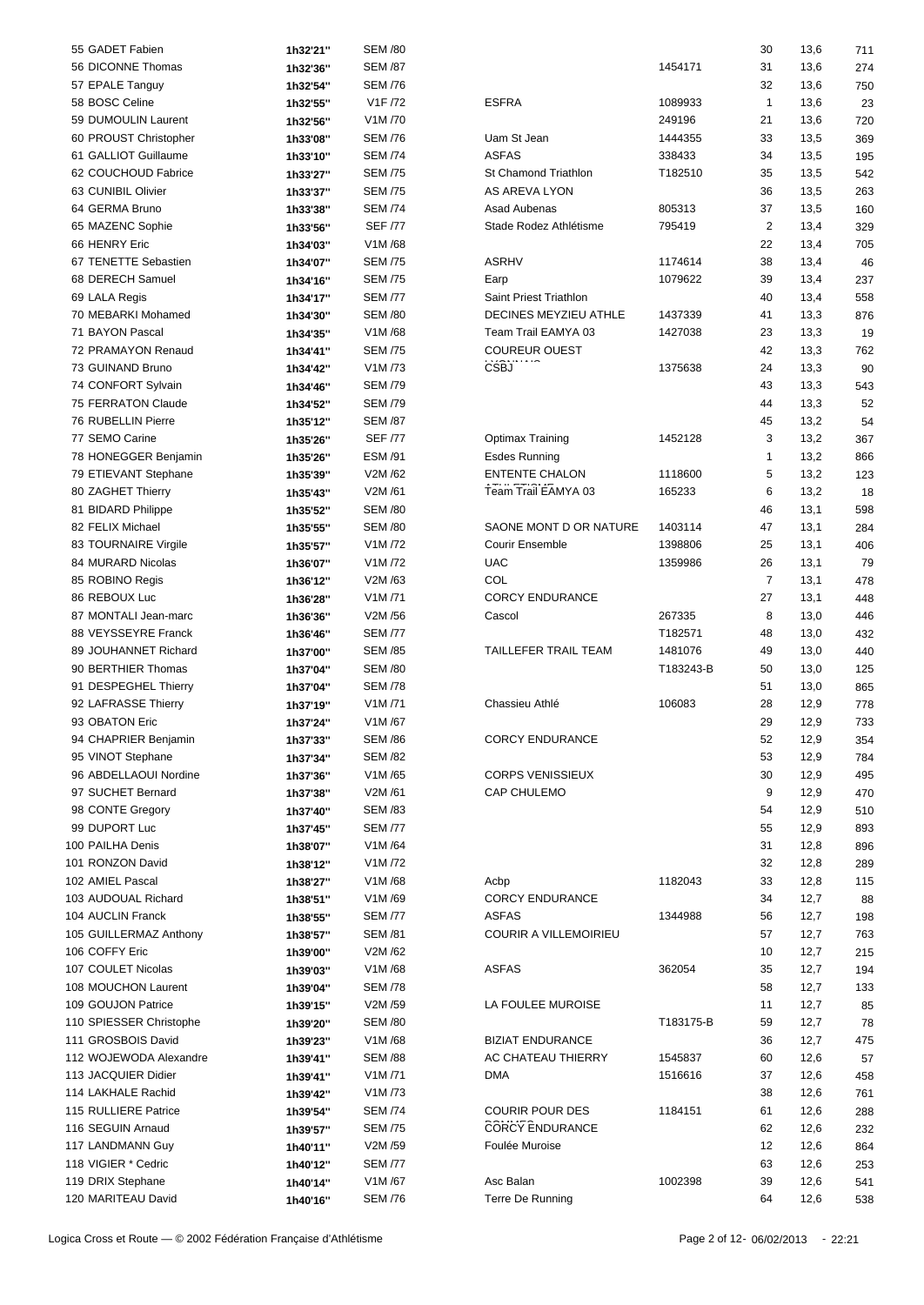| | | | | | | | |
|---|---|---|---|---|---|---|---|
| 55 GADET Fabien | 1h32'21'' | SEM /80 | | | 30 | 13,6 | 711 |
| 56 DICONNE Thomas | 1h32'36'' | SEM /87 | | 1454171 | 31 | 13,6 | 274 |
| 57 EPALE Tanguy | 1h32'54'' | SEM /76 | | | 32 | 13,6 | 750 |
| 58 BOSC Celine | 1h32'55'' | V1F /72 | ESFRA | 1089933 | 1 | 13,6 | 23 |
| 59 DUMOULIN Laurent | 1h32'56'' | V1M /70 | | 249196 | 21 | 13,6 | 720 |
| 60 PROUST Christopher | 1h33'08'' | SEM /76 | Uam St Jean | 1444355 | 33 | 13,5 | 369 |
| 61 GALLIOT Guillaume | 1h33'10'' | SEM /74 | ASFAS | 338433 | 34 | 13,5 | 195 |
| 62 COUCHOUD Fabrice | 1h33'27'' | SEM /75 | St Chamond Triathlon | T182510 | 35 | 13,5 | 542 |
| 63 CUNIBIL Olivier | 1h33'37'' | SEM /75 | AS AREVA LYON | | 36 | 13,5 | 263 |
| 64 GERMA Bruno | 1h33'38'' | SEM /74 | Asad Aubenas | 805313 | 37 | 13,5 | 160 |
| 65 MAZENC Sophie | 1h33'56'' | SEF /77 | Stade Rodez Athlétisme | 795419 | 2 | 13,4 | 329 |
| 66 HENRY Eric | 1h34'03'' | V1M /68 | | | 22 | 13,4 | 705 |
| 67 TENETTE Sebastien | 1h34'07'' | SEM /75 | ASRHV | 1174614 | 38 | 13,4 | 46 |
| 68 DERECH Samuel | 1h34'16'' | SEM /75 | Earp | 1079622 | 39 | 13,4 | 237 |
| 69 LALA Regis | 1h34'17'' | SEM /77 | Saint Priest Triathlon | | 40 | 13,4 | 558 |
| 70 MEBARKI Mohamed | 1h34'30'' | SEM /80 | DECINES MEYZIEU ATHLE | 1437339 | 41 | 13,3 | 876 |
| 71 BAYON Pascal | 1h34'35'' | V1M /68 | Team Trail EAMYA 03 | 1427038 | 23 | 13,3 | 19 |
| 72 PRAMAYON Renaud | 1h34'41'' | SEM /75 | COUREUR OUEST | | 42 | 13,3 | 762 |
| 73 GUINAND Bruno | 1h34'42'' | V1M /73 | CSBJ | 1375638 | 24 | 13,3 | 90 |
| 74 CONFORT Sylvain | 1h34'46'' | SEM /79 | | | 43 | 13,3 | 543 |
| 75 FERRATON Claude | 1h34'52'' | SEM /79 | | | 44 | 13,3 | 52 |
| 76 RUBELLIN Pierre | 1h35'12'' | SEM /87 | | | 45 | 13,2 | 54 |
| 77 SEMO Carine | 1h35'26'' | SEF /77 | Optimax Training | 1452128 | 3 | 13,2 | 367 |
| 78 HONEGGER Benjamin | 1h35'26'' | ESM /91 | Esdes Running | | 1 | 13,2 | 866 |
| 79 ETIEVANT Stephane | 1h35'39'' | V2M /62 | ENTENTE CHALON | 1118600 | 5 | 13,2 | 123 |
| 80 ZAGHET Thierry | 1h35'43'' | V2M /61 | Team Trail EAMYA 03 | 165233 | 6 | 13,2 | 18 |
| 81 BIDARD Philippe | 1h35'52'' | SEM /80 | | | 46 | 13,1 | 598 |
| 82 FELIX Michael | 1h35'55'' | SEM /80 | SAONE MONT D OR NATURE | 1403114 | 47 | 13,1 | 284 |
| 83 TOURNAIRE Virgile | 1h35'57'' | V1M /72 | Courir Ensemble | 1398806 | 25 | 13,1 | 406 |
| 84 MURARD Nicolas | 1h36'07'' | V1M /72 | UAC | 1359986 | 26 | 13,1 | 79 |
| 85 ROBINO Regis | 1h36'12'' | V2M /63 | COL | | 7 | 13,1 | 478 |
| 86 REBOUX Luc | 1h36'28'' | V1M /71 | CORCY ENDURANCE | | 27 | 13,1 | 448 |
| 87 MONTALI Jean-marc | 1h36'36'' | V2M /56 | Cascol | 267335 | 8 | 13,0 | 446 |
| 88 VEYSSEYRE Franck | 1h36'46'' | SEM /77 | | T182571 | 48 | 13,0 | 432 |
| 89 JOUHANNET Richard | 1h37'00'' | SEM /85 | TAILLEFER TRAIL TEAM | 1481076 | 49 | 13,0 | 440 |
| 90 BERTHIER Thomas | 1h37'04'' | SEM /80 | | T183243-B | 50 | 13,0 | 125 |
| 91 DESPEGHEL Thierry | 1h37'04'' | SEM /78 | | | 51 | 13,0 | 865 |
| 92 LAFRASSE Thierry | 1h37'19'' | V1M /71 | Chassieu Athlé | 106083 | 28 | 12,9 | 778 |
| 93 OBATON Eric | 1h37'24'' | V1M /67 | | | 29 | 12,9 | 733 |
| 94 CHAPRIER Benjamin | 1h37'33'' | SEM /86 | CORCY ENDURANCE | | 52 | 12,9 | 354 |
| 95 VINOT Stephane | 1h37'34'' | SEM /82 | | | 53 | 12,9 | 784 |
| 96 ABDELLAOUI Nordine | 1h37'36'' | V1M /65 | CORPS VENISSIEUX | | 30 | 12,9 | 495 |
| 97 SUCHET Bernard | 1h37'38'' | V2M /61 | CAP CHULEMO | | 9 | 12,9 | 470 |
| 98 CONTE Gregory | 1h37'40'' | SEM /83 | | | 54 | 12,9 | 510 |
| 99 DUPORT Luc | 1h37'45'' | SEM /77 | | | 55 | 12,9 | 893 |
| 100 PAILHA Denis | 1h38'07'' | V1M /64 | | | 31 | 12,8 | 896 |
| 101 RONZON David | 1h38'12'' | V1M /72 | | | 32 | 12,8 | 289 |
| 102 AMIEL Pascal | 1h38'27'' | V1M /68 | Acbp | 1182043 | 33 | 12,8 | 115 |
| 103 AUDOUAL Richard | 1h38'51'' | V1M /69 | CORCY ENDURANCE | | 34 | 12,7 | 88 |
| 104 AUCLIN Franck | 1h38'55'' | SEM /77 | ASFAS | 1344988 | 56 | 12,7 | 198 |
| 105 GUILLERMAZ Anthony | 1h38'57'' | SEM /81 | COURIR A VILLEMOIRIEU | | 57 | 12,7 | 763 |
| 106 COFFY Eric | 1h39'00'' | V2M /62 | | | 10 | 12,7 | 215 |
| 107 COULET Nicolas | 1h39'03'' | V1M /68 | ASFAS | 362054 | 35 | 12,7 | 194 |
| 108 MOUCHON Laurent | 1h39'04'' | SEM /78 | | | 58 | 12,7 | 133 |
| 109 GOUJON Patrice | 1h39'15'' | V2M /59 | LA FOULEE MUROISE | | 11 | 12,7 | 85 |
| 110 SPIESSER Christophe | 1h39'20'' | SEM /80 | | T183175-B | 59 | 12,7 | 78 |
| 111 GROSBOIS David | 1h39'23'' | V1M /68 | BIZIAT ENDURANCE | | 36 | 12,7 | 475 |
| 112 WOJEWODA Alexandre | 1h39'41'' | SEM /88 | AC CHATEAU THIERRY | 1545837 | 60 | 12,6 | 57 |
| 113 JACQUIER Didier | 1h39'41'' | V1M /71 | DMA | 1516616 | 37 | 12,6 | 458 |
| 114 LAKHALE Rachid | 1h39'42'' | V1M /73 | | | 38 | 12,6 | 761 |
| 115 RULLIERE Patrice | 1h39'54'' | SEM /74 | COURIR POUR DES | 1184151 | 61 | 12,6 | 288 |
| 116 SEGUIN Arnaud | 1h39'57'' | SEM /75 | CORCY ENDURANCE | | 62 | 12,6 | 232 |
| 117 LANDMANN Guy | 1h40'11'' | V2M /59 | Foulée Muroise | | 12 | 12,6 | 864 |
| 118 VIGIER * Cedric | 1h40'12'' | SEM /77 | | | 63 | 12,6 | 253 |
| 119 DRIX Stephane | 1h40'14'' | V1M /67 | Asc Balan | 1002398 | 39 | 12,6 | 541 |
| 120 MARITEAU David | 1h40'16'' | SEM /76 | Terre De Running | | 64 | 12,6 | 538 |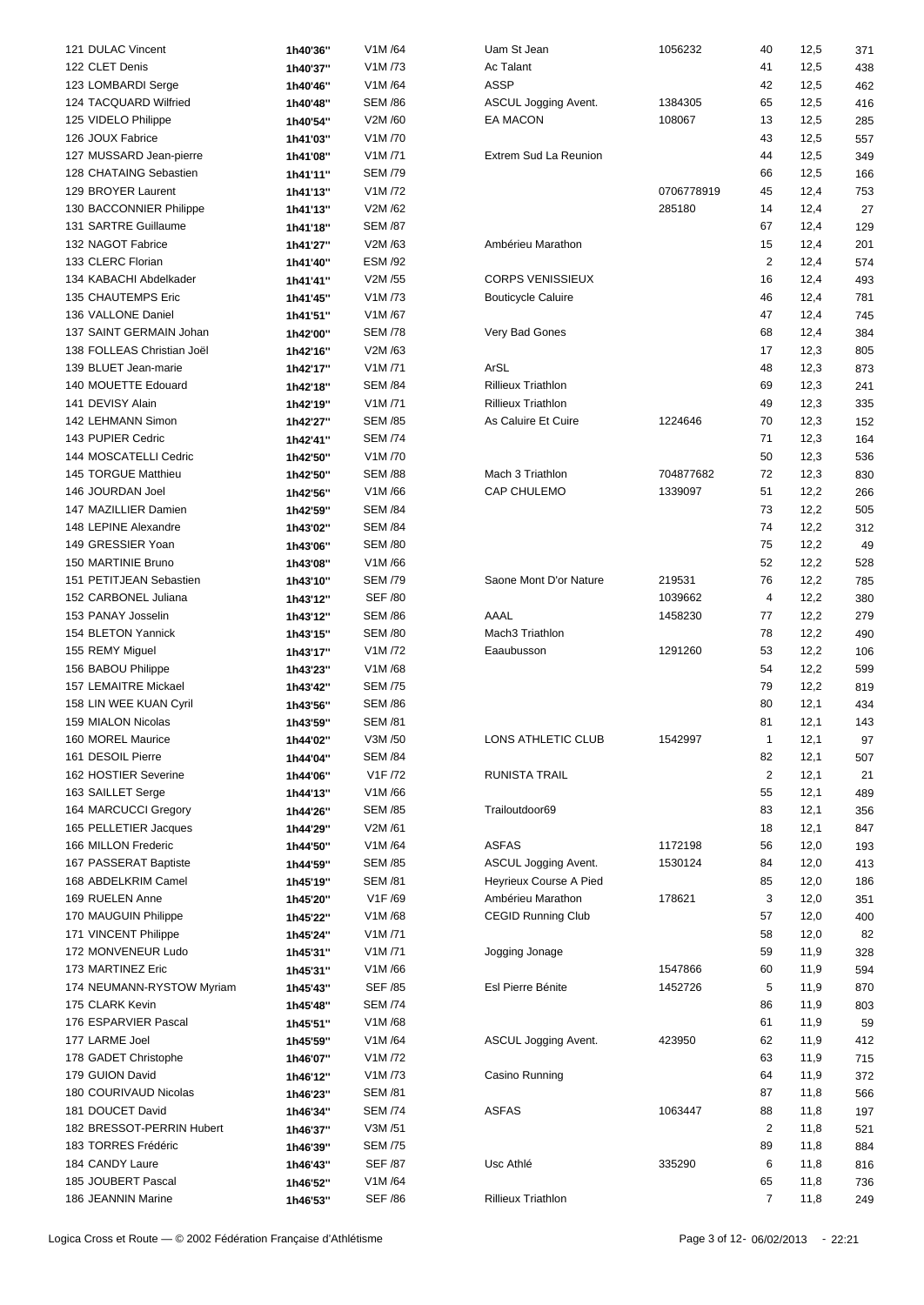| | | | | | | | |
|---|---|---|---|---|---|---|---|
| 121 DULAC Vincent | 1h40'36'' | V1M /64 | Uam St Jean | 1056232 | 40 | 12,5 | 371 |
| 122 CLET Denis | 1h40'37'' | V1M /73 | Ac Talant | | 41 | 12,5 | 438 |
| 123 LOMBARDI Serge | 1h40'46'' | V1M /64 | ASSP | | 42 | 12,5 | 462 |
| 124 TACQUARD Wilfried | 1h40'48'' | SEM /86 | ASCUL Jogging Avent. | 1384305 | 65 | 12,5 | 416 |
| 125 VIDELO Philippe | 1h40'54'' | V2M /60 | EA MACON | 108067 | 13 | 12,5 | 285 |
| 126 JOUX Fabrice | 1h41'03'' | V1M /70 | | | 43 | 12,5 | 557 |
| 127 MUSSARD Jean-pierre | 1h41'08'' | V1M /71 | Extrem Sud La Reunion | | 44 | 12,5 | 349 |
| 128 CHATAING Sebastien | 1h41'11'' | SEM /79 | | | 66 | 12,5 | 166 |
| 129 BROYER Laurent | 1h41'13'' | V1M /72 | | 0706778919 | 45 | 12,4 | 753 |
| 130 BACCONNIER Philippe | 1h41'13'' | V2M /62 | | 285180 | 14 | 12,4 | 27 |
| 131 SARTRE Guillaume | 1h41'18'' | SEM /87 | | | 67 | 12,4 | 129 |
| 132 NAGOT Fabrice | 1h41'27'' | V2M /63 | Ambérieu Marathon | | 15 | 12,4 | 201 |
| 133 CLERC Florian | 1h41'40'' | ESM /92 | | | 2 | 12,4 | 574 |
| 134 KABACHI Abdelkader | 1h41'41'' | V2M /55 | CORPS VENISSIEUX | | 16 | 12,4 | 493 |
| 135 CHAUTEMPS Eric | 1h41'45'' | V1M /73 | Bouticycle Caluire | | 46 | 12,4 | 781 |
| 136 VALLONE Daniel | 1h41'51'' | V1M /67 | | | 47 | 12,4 | 745 |
| 137 SAINT GERMAIN Johan | 1h42'00'' | SEM /78 | Very Bad Gones | | 68 | 12,4 | 384 |
| 138 FOLLEAS Christian Joël | 1h42'16'' | V2M /63 | | | 17 | 12,3 | 805 |
| 139 BLUET Jean-marie | 1h42'17'' | V1M /71 | ArSL | | 48 | 12,3 | 873 |
| 140 MOUETTE Edouard | 1h42'18'' | SEM /84 | Rillieux Triathlon | | 69 | 12,3 | 241 |
| 141 DEVISY Alain | 1h42'19'' | V1M /71 | Rillieux Triathlon | | 49 | 12,3 | 335 |
| 142 LEHMANN Simon | 1h42'27'' | SEM /85 | As Caluire Et Cuire | 1224646 | 70 | 12,3 | 152 |
| 143 PUPIER Cedric | 1h42'41'' | SEM /74 | | | 71 | 12,3 | 164 |
| 144 MOSCATELLI Cedric | 1h42'50'' | V1M /70 | | | 50 | 12,3 | 536 |
| 145 TORGUE Matthieu | 1h42'50'' | SEM /88 | Mach 3 Triathlon | 704877682 | 72 | 12,3 | 830 |
| 146 JOURDAN Joel | 1h42'56'' | V1M /66 | CAP CHULEMO | 1339097 | 51 | 12,2 | 266 |
| 147 MAZILLIER Damien | 1h42'59'' | SEM /84 | | | 73 | 12,2 | 505 |
| 148 LEPINE Alexandre | 1h43'02'' | SEM /84 | | | 74 | 12,2 | 312 |
| 149 GRESSIER Yoan | 1h43'06'' | SEM /80 | | | 75 | 12,2 | 49 |
| 150 MARTINIE Bruno | 1h43'08'' | V1M /66 | | | 52 | 12,2 | 528 |
| 151 PETITJEAN Sebastien | 1h43'10'' | SEM /79 | Saone Mont D'or Nature | 219531 | 76 | 12,2 | 785 |
| 152 CARBONEL Juliana | 1h43'12'' | SEF /80 | | 1039662 | 4 | 12,2 | 380 |
| 153 PANAY Josselin | 1h43'12'' | SEM /86 | AAAL | 1458230 | 77 | 12,2 | 279 |
| 154 BLETON Yannick | 1h43'15'' | SEM /80 | Mach3 Triathlon | | 78 | 12,2 | 490 |
| 155 REMY Miguel | 1h43'17'' | V1M /72 | Eaaubusson | 1291260 | 53 | 12,2 | 106 |
| 156 BABOU Philippe | 1h43'23'' | V1M /68 | | | 54 | 12,2 | 599 |
| 157 LEMAITRE Mickael | 1h43'42'' | SEM /75 | | | 79 | 12,2 | 819 |
| 158 LIN WEE KUAN Cyril | 1h43'56'' | SEM /86 | | | 80 | 12,1 | 434 |
| 159 MIALON Nicolas | 1h43'59'' | SEM /81 | | | 81 | 12,1 | 143 |
| 160 MOREL Maurice | 1h44'02'' | V3M /50 | LONS ATHLETIC CLUB | 1542997 | 1 | 12,1 | 97 |
| 161 DESOIL Pierre | 1h44'04'' | SEM /84 | | | 82 | 12,1 | 507 |
| 162 HOSTIER Severine | 1h44'06'' | V1F /72 | RUNISTA TRAIL | | 2 | 12,1 | 21 |
| 163 SAILLET Serge | 1h44'13'' | V1M /66 | | | 55 | 12,1 | 489 |
| 164 MARCUCCI Gregory | 1h44'26'' | SEM /85 | Trailoutdoor69 | | 83 | 12,1 | 356 |
| 165 PELLETIER Jacques | 1h44'29'' | V2M /61 | | | 18 | 12,1 | 847 |
| 166 MILLON Frederic | 1h44'50'' | V1M /64 | ASFAS | 1172198 | 56 | 12,0 | 193 |
| 167 PASSERAT Baptiste | 1h44'59'' | SEM /85 | ASCUL Jogging Avent. | 1530124 | 84 | 12,0 | 413 |
| 168 ABDELKRIM Camel | 1h45'19'' | SEM /81 | Heyrieux Course A Pied | | 85 | 12,0 | 186 |
| 169 RUELEN Anne | 1h45'20'' | V1F /69 | Ambérieu Marathon | 178621 | 3 | 12,0 | 351 |
| 170 MAUGUIN Philippe | 1h45'22'' | V1M /68 | CEGID Running Club | | 57 | 12,0 | 400 |
| 171 VINCENT Philippe | 1h45'24'' | V1M /71 | | | 58 | 12,0 | 82 |
| 172 MONVENEUR Ludo | 1h45'31'' | V1M /71 | Jogging Jonage | | 59 | 11,9 | 328 |
| 173 MARTINEZ Eric | 1h45'31'' | V1M /66 | | 1547866 | 60 | 11,9 | 594 |
| 174 NEUMANN-RYSTOW Myriam | 1h45'43'' | SEF /85 | Esl Pierre Bénite | 1452726 | 5 | 11,9 | 870 |
| 175 CLARK Kevin | 1h45'48'' | SEM /74 | | | 86 | 11,9 | 803 |
| 176 ESPARVIER Pascal | 1h45'51'' | V1M /68 | | | 61 | 11,9 | 59 |
| 177 LARME Joel | 1h45'59'' | V1M /64 | ASCUL Jogging Avent. | 423950 | 62 | 11,9 | 412 |
| 178 GADET Christophe | 1h46'07'' | V1M /72 | | | 63 | 11,9 | 715 |
| 179 GUION David | 1h46'12'' | V1M /73 | Casino Running | | 64 | 11,9 | 372 |
| 180 COURIVAUD Nicolas | 1h46'23'' | SEM /81 | | | 87 | 11,8 | 566 |
| 181 DOUCET David | 1h46'34'' | SEM /74 | ASFAS | 1063447 | 88 | 11,8 | 197 |
| 182 BRESSOT-PERRIN Hubert | 1h46'37'' | V3M /51 | | | 2 | 11,8 | 521 |
| 183 TORRES Frédéric | 1h46'39'' | SEM /75 | | | 89 | 11,8 | 884 |
| 184 CANDY Laure | 1h46'43'' | SEF /87 | Usc Athlé | 335290 | 6 | 11,8 | 816 |
| 185 JOUBERT Pascal | 1h46'52'' | V1M /64 | | | 65 | 11,8 | 736 |
| 186 JEANNIN Marine | 1h46'53'' | SEF /86 | Rillieux Triathlon | | 7 | 11,8 | 249 |

Logica Cross et Route — © 2002 Fédération Française d'Athlétisme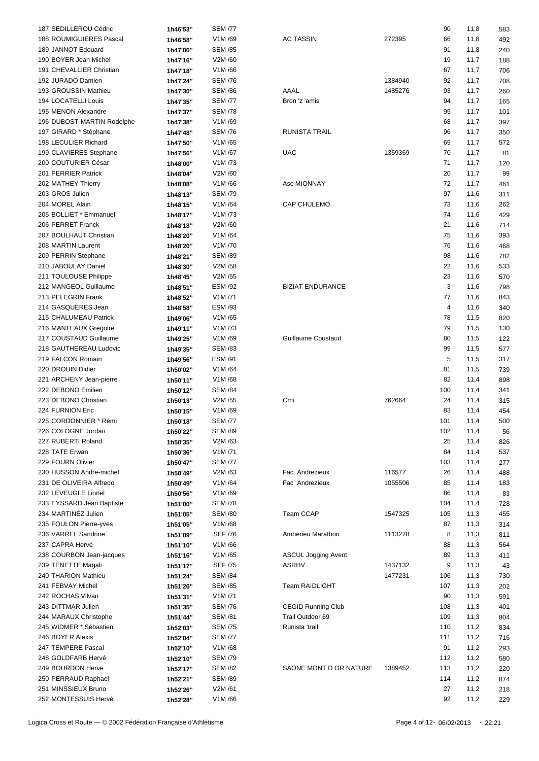| | | | | | | | |
|---|---|---|---|---|---|---|---|
| 187 SEDILLEROU Cédric | 1h46'53'' | SEM /77 | | | 90 | 11,8 | 583 |
| 188 ROUMIGUIERES Pascal | 1h46'58'' | V1M /69 | AC TASSIN | 272395 | 66 | 11,8 | 492 |
| 189 JANNOT Edouard | 1h47'06'' | SEM /85 | | | 91 | 11,8 | 240 |
| 190 BOYER Jean Michel | 1h47'16'' | V2M /60 | | | 19 | 11,7 | 188 |
| 191 CHEVALLIER Christian | 1h47'18'' | V1M /66 | | | 67 | 11,7 | 706 |
| 192 JURADO Damien | 1h47'24'' | SEM /76 | | 1384940 | 92 | 11,7 | 708 |
| 193 GROUSSIN Mathieu | 1h47'30'' | SEM /86 | AAAL | 1485276 | 93 | 11,7 | 260 |
| 194 LOCATELLI Louis | 1h47'35'' | SEM /77 | Bron 'z 'amis | | 94 | 11,7 | 165 |
| 195 MENON Alexandre | 1h47'37'' | SEM /78 | | | 95 | 11,7 | 101 |
| 196 DUBOST-MARTIN Rodolphe | 1h47'38'' | V1M /69 | | | 68 | 11,7 | 397 |
| 197 GIRARD * Stéphane | 1h47'48'' | SEM /76 | RUNISTA TRAIL | | 96 | 11,7 | 350 |
| 198 LECULIER Richard | 1h47'50'' | V1M /65 | | | 69 | 11,7 | 572 |
| 199 CLAVIERES Stephane | 1h47'56'' | V1M /67 | UAC | 1359369 | 70 | 11,7 | 81 |
| 200 COUTURIER César | 1h48'00'' | V1M /73 | | | 71 | 11,7 | 120 |
| 201 PERRIER Patrick | 1h48'04'' | V2M /60 | | | 20 | 11,7 | 99 |
| 202 MATHEY Thierry | 1h48'08'' | V1M /66 | Asc MIONNAY | | 72 | 11,7 | 461 |
| 203 GROS Julien | 1h48'13'' | SEM /79 | | | 97 | 11,6 | 311 |
| 204 MOREL Alain | 1h48'15'' | V1M /64 | CAP CHULEMO | | 73 | 11,6 | 262 |
| 205 BOLLIET * Emmanuel | 1h48'17'' | V1M /73 | | | 74 | 11,6 | 429 |
| 206 PERRET Franck | 1h48'18'' | V2M /60 | | | 21 | 11,6 | 714 |
| 207 BOULHAUT Christian | 1h48'20'' | V1M /64 | | | 75 | 11,6 | 393 |
| 208 MARTIN Laurent | 1h48'20'' | V1M /70 | | | 76 | 11,6 | 468 |
| 209 PERRIN Stephane | 1h48'21'' | SEM /89 | | | 98 | 11,6 | 782 |
| 210 JABOULAY Daniel | 1h48'30'' | V2M /58 | | | 22 | 11,6 | 533 |
| 211 TOULOUSE Philippe | 1h48'45'' | V2M /55 | | | 23 | 11,6 | 570 |
| 212 MANGEOL Guillaume | 1h48'51'' | ESM /92 | BIZIAT ENDURANCE | | 3 | 11,6 | 798 |
| 213 PELEGRIN Frank | 1h48'52'' | V1M /71 | | | 77 | 11,6 | 843 |
| 214 GASQUÈRES Jean | 1h48'58'' | ESM /93 | | | 4 | 11,6 | 340 |
| 215 CHALUMEAU Patrick | 1h49'06'' | V1M /65 | | | 78 | 11,5 | 820 |
| 216 MANTEAUX Gregoire | 1h49'11'' | V1M /73 | | | 79 | 11,5 | 130 |
| 217 COUSTAUD Guillaume | 1h49'25'' | V1M /69 | Guillaume Coustaud | | 80 | 11,5 | 122 |
| 218 GAUTHEREAU Ludovic | 1h49'35'' | SEM /83 | | | 99 | 11,5 | 577 |
| 219 FALCON Romain | 1h49'56'' | ESM /91 | | | 5 | 11,5 | 317 |
| 220 DROUIN Didier | 1h50'02'' | V1M /64 | | | 81 | 11,5 | 739 |
| 221 ARCHENY Jean-pierre | 1h50'11'' | V1M /68 | | | 82 | 11,4 | 898 |
| 222 DEBONO Emilien | 1h50'12'' | SEM /84 | | | 100 | 11,4 | 341 |
| 223 DEBONO Christian | 1h50'13'' | V2M /55 | Cmi | 762664 | 24 | 11,4 | 315 |
| 224 FURNION Eric | 1h50'15'' | V1M /69 | | | 83 | 11,4 | 454 |
| 225 CORDONNIER * Rémi | 1h50'18'' | SEM /77 | | | 101 | 11,4 | 500 |
| 226 COLOGNE Jordan | 1h50'22'' | SEM /89 | | | 102 | 11,4 | 56 |
| 227 RUBERTI Roland | 1h50'35'' | V2M /63 | | | 25 | 11,4 | 826 |
| 228 TATE Erwan | 1h50'36'' | V1M /71 | | | 84 | 11,4 | 537 |
| 229 FOURN Olivier | 1h50'47'' | SEM /77 | | | 103 | 11,4 | 277 |
| 230 HUSSON Andre-michel | 1h50'49'' | V2M /63 | Fac Andrezieux | 116577 | 26 | 11,4 | 488 |
| 231 DE OLIVEIRA Alfredo | 1h50'49'' | V1M /64 | Fac Andrezieux | 1055506 | 85 | 11,4 | 183 |
| 232 LEVEUGLE Lionel | 1h50'56'' | V1M /69 | | | 86 | 11,4 | 83 |
| 233 EYSSARD Jean Baptiste | 1h51'00'' | SEM /78 | | | 104 | 11,4 | 728 |
| 234 MARTINEZ Julien | 1h51'05'' | SEM /80 | Team CCAP | 1547325 | 105 | 11,3 | 455 |
| 235 FOULON Pierre-yves | 1h51'05'' | V1M /68 | | | 87 | 11,3 | 314 |
| 236 VARREL Sandrine | 1h51'09'' | SEF /76 | Amberieu Marathon | 1113278 | 8 | 11,3 | 811 |
| 237 CAPRA Hervé | 1h51'10'' | V1M /66 | | | 88 | 11,3 | 564 |
| 238 COURBON Jean-jacques | 1h51'16'' | V1M /65 | ASCUL Jogging Avent. | | 89 | 11,3 | 411 |
| 239 TENETTE Magali | 1h51'17'' | SEF /75 | ASRHV | 1437132 | 9 | 11,3 | 43 |
| 240 THARION Mathieu | 1h51'24'' | SEM /84 | | 1477231 | 106 | 11,3 | 730 |
| 241 FEBVAY Michel | 1h51'26'' | SEM /85 | Team RAIDLIGHT | | 107 | 11,3 | 202 |
| 242 ROCHAS Vilvan | 1h51'31'' | V1M /71 | | | 90 | 11,3 | 591 |
| 243 DITTMAR Julien | 1h51'35'' | SEM /76 | CEGID Running Club | | 108 | 11,3 | 401 |
| 244 MARAUX Christophe | 1h51'44'' | SEM /81 | Trail Outdoor 69 | | 109 | 11,3 | 804 |
| 245 WIDMER * Sébastien | 1h52'03'' | SEM /75 | Runista 'trail | | 110 | 11,2 | 834 |
| 246 BOYER Alexis | 1h52'04'' | SEM /77 | | | 111 | 11,2 | 716 |
| 247 TEMPERE Pascal | 1h52'10'' | V1M /68 | | | 91 | 11,2 | 293 |
| 248 GOLDFARB Hervé | 1h52'10'' | SEM /79 | | | 112 | 11,2 | 580 |
| 249 BOURDON Herve | 1h52'17'' | SEM /82 | SAONE MONT D OR NATURE | 1389452 | 113 | 11,2 | 220 |
| 250 PERRAUD Raphael | 1h52'21'' | SEM /89 | | | 114 | 11,2 | 874 |
| 251 MINSSIEUX Bruno | 1h52'26'' | V2M /61 | | | 27 | 11,2 | 218 |
| 252 MONTESSUIS Hervé | 1h52'28'' | V1M /66 | | | 92 | 11,2 | 229 |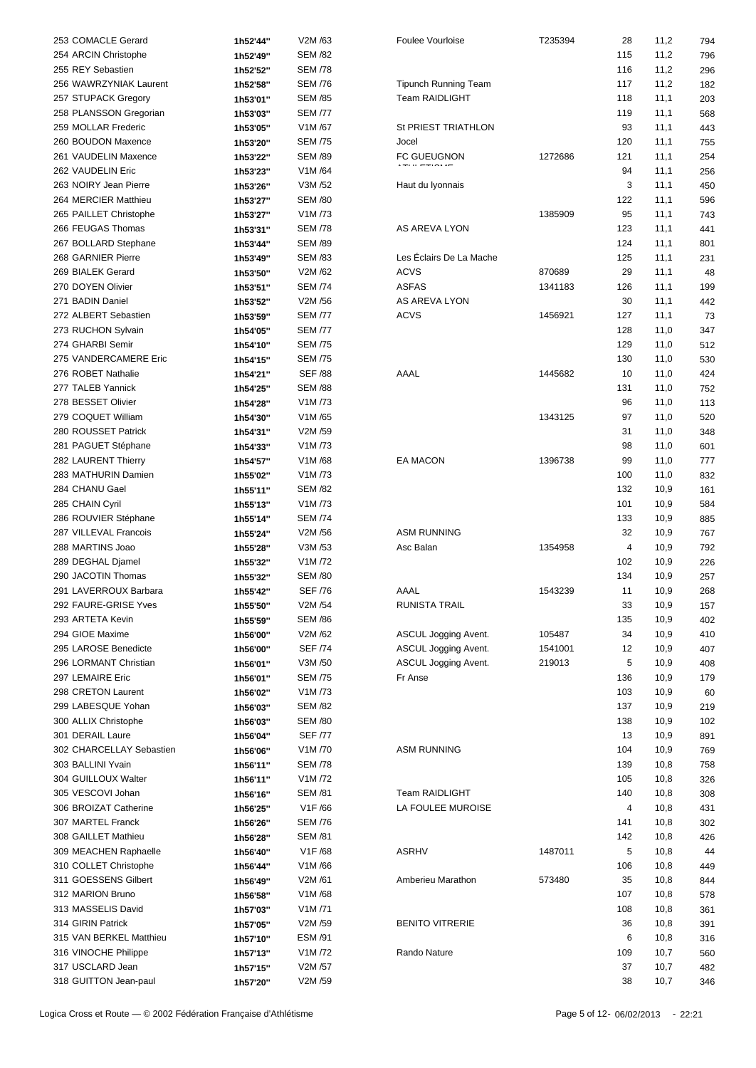| | | | | | | | |
|---|---|---|---|---|---|---|---|
| 253 COMACLE Gerard | 1h52'44'' | V2M /63 | Foulee Vourloise | T235394 | 28 | 11,2 | 794 |
| 254 ARCIN Christophe | 1h52'49'' | SEM /82 | | | 115 | 11,2 | 796 |
| 255 REY Sebastien | 1h52'52'' | SEM /78 | | | 116 | 11,2 | 296 |
| 256 WAWRZYNIAK Laurent | 1h52'58'' | SEM /76 | Tipunch Running Team | | 117 | 11,2 | 182 |
| 257 STUPACK Gregory | 1h53'01'' | SEM /85 | Team RAIDLIGHT | | 118 | 11,1 | 203 |
| 258 PLANSSON Gregorian | 1h53'03'' | SEM /77 | | | 119 | 11,1 | 568 |
| 259 MOLLAR Frederic | 1h53'05'' | V1M /67 | St PRIEST TRIATHLON | | 93 | 11,1 | 443 |
| 260 BOUDON Maxence | 1h53'20'' | SEM /75 | Jocel | | 120 | 11,1 | 755 |
| 261 VAUDELIN Maxence | 1h53'22'' | SEM /89 | FC GUEUGNON ATHLETISME | 1272686 | 121 | 11,1 | 254 |
| 262 VAUDELIN Eric | 1h53'23'' | V1M /64 | | | 94 | 11,1 | 256 |
| 263 NOIRY Jean Pierre | 1h53'26'' | V3M /52 | Haut du lyonnais | | 3 | 11,1 | 450 |
| 264 MERCIER Matthieu | 1h53'27'' | SEM /80 | | | 122 | 11,1 | 596 |
| 265 PAILLET Christophe | 1h53'27'' | V1M /73 | | 1385909 | 95 | 11,1 | 743 |
| 266 FEUGAS Thomas | 1h53'31'' | SEM /78 | AS AREVA LYON | | 123 | 11,1 | 441 |
| 267 BOLLARD Stephane | 1h53'44'' | SEM /89 | | | 124 | 11,1 | 801 |
| 268 GARNIER Pierre | 1h53'49'' | SEM /83 | Les Éclairs De La Mache | | 125 | 11,1 | 231 |
| 269 BIALEK Gerard | 1h53'50'' | V2M /62 | ACVS | 870689 | 29 | 11,1 | 48 |
| 270 DOYEN Olivier | 1h53'51'' | SEM /74 | ASFAS | 1341183 | 126 | 11,1 | 199 |
| 271 BADIN Daniel | 1h53'52'' | V2M /56 | AS AREVA LYON | | 30 | 11,1 | 442 |
| 272 ALBERT Sebastien | 1h53'59'' | SEM /77 | ACVS | 1456921 | 127 | 11,1 | 73 |
| 273 RUCHON Sylvain | 1h54'05'' | SEM /77 | | | 128 | 11,0 | 347 |
| 274 GHARBI Semir | 1h54'10'' | SEM /75 | | | 129 | 11,0 | 512 |
| 275 VANDERCAMERE Eric | 1h54'15'' | SEM /75 | | | 130 | 11,0 | 530 |
| 276 ROBET Nathalie | 1h54'21'' | SEF /88 | AAAL | 1445682 | 10 | 11,0 | 424 |
| 277 TALEB Yannick | 1h54'25'' | SEM /88 | | | 131 | 11,0 | 752 |
| 278 BESSET Olivier | 1h54'28'' | V1M /73 | | | 96 | 11,0 | 113 |
| 279 COQUET William | 1h54'30'' | V1M /65 | | 1343125 | 97 | 11,0 | 520 |
| 280 ROUSSET Patrick | 1h54'31'' | V2M /59 | | | 31 | 11,0 | 348 |
| 281 PAGUET Stéphane | 1h54'33'' | V1M /73 | | | 98 | 11,0 | 601 |
| 282 LAURENT Thierry | 1h54'57'' | V1M /68 | EA MACON | 1396738 | 99 | 11,0 | 777 |
| 283 MATHURIN Damien | 1h55'02'' | V1M /73 | | | 100 | 11,0 | 832 |
| 284 CHANU Gael | 1h55'11'' | SEM /82 | | | 132 | 10,9 | 161 |
| 285 CHAIN Cyril | 1h55'13'' | V1M /73 | | | 101 | 10,9 | 584 |
| 286 ROUVIER Stéphane | 1h55'14'' | SEM /74 | | | 133 | 10,9 | 885 |
| 287 VILLEVAL Francois | 1h55'24'' | V2M /56 | ASM RUNNING | | 32 | 10,9 | 767 |
| 288 MARTINS Joao | 1h55'28'' | V3M /53 | Asc Balan | 1354958 | 4 | 10,9 | 792 |
| 289 DEGHAL Djamel | 1h55'32'' | V1M /72 | | | 102 | 10,9 | 226 |
| 290 JACOTIN Thomas | 1h55'32'' | SEM /80 | | | 134 | 10,9 | 257 |
| 291 LAVERROUX Barbara | 1h55'42'' | SEF /76 | AAAL | 1543239 | 11 | 10,9 | 268 |
| 292 FAURE-GRISE Yves | 1h55'50'' | V2M /54 | RUNISTA TRAIL | | 33 | 10,9 | 157 |
| 293 ARTETA Kevin | 1h55'59'' | SEM /86 | | | 135 | 10,9 | 402 |
| 294 GIOE Maxime | 1h56'00'' | V2M /62 | ASCUL Jogging Avent. | 105487 | 34 | 10,9 | 410 |
| 295 LAROSE Benedicte | 1h56'00'' | SEF /74 | ASCUL Jogging Avent. | 1541001 | 12 | 10,9 | 407 |
| 296 LORMANT Christian | 1h56'01'' | V3M /50 | ASCUL Jogging Avent. | 219013 | 5 | 10,9 | 408 |
| 297 LEMAIRE Eric | 1h56'01'' | SEM /75 | Fr Anse | | 136 | 10,9 | 179 |
| 298 CRETON Laurent | 1h56'02'' | V1M /73 | | | 103 | 10,9 | 60 |
| 299 LABESQUE Yohan | 1h56'03'' | SEM /82 | | | 137 | 10,9 | 219 |
| 300 ALLIX Christophe | 1h56'03'' | SEM /80 | | | 138 | 10,9 | 102 |
| 301 DERAIL Laure | 1h56'04'' | SEF /77 | | | 13 | 10,9 | 891 |
| 302 CHARCELLAY Sebastien | 1h56'06'' | V1M /70 | ASM RUNNING | | 104 | 10,9 | 769 |
| 303 BALLINI Yvain | 1h56'11'' | SEM /78 | | | 139 | 10,8 | 758 |
| 304 GUILLOUX Walter | 1h56'11'' | V1M /72 | | | 105 | 10,8 | 326 |
| 305 VESCOVI Johan | 1h56'16'' | SEM /81 | Team RAIDLIGHT | | 140 | 10,8 | 308 |
| 306 BROIZAT Catherine | 1h56'25'' | V1F /66 | LA FOULEE MUROISE | | 4 | 10,8 | 431 |
| 307 MARTEL Franck | 1h56'26'' | SEM /76 | | | 141 | 10,8 | 302 |
| 308 GAILLET Mathieu | 1h56'28'' | SEM /81 | | | 142 | 10,8 | 426 |
| 309 MEACHEN Raphaelle | 1h56'40'' | V1F /68 | ASRHV | 1487011 | 5 | 10,8 | 44 |
| 310 COLLET Christophe | 1h56'44'' | V1M /66 | | | 106 | 10,8 | 449 |
| 311 GOESSENS Gilbert | 1h56'49'' | V2M /61 | Amberieu Marathon | 573480 | 35 | 10,8 | 844 |
| 312 MARION Bruno | 1h56'58'' | V1M /68 | | | 107 | 10,8 | 578 |
| 313 MASSELIS David | 1h57'03'' | V1M /71 | | | 108 | 10,8 | 361 |
| 314 GIRIN Patrick | 1h57'05'' | V2M /59 | BENITO VITRERIE | | 36 | 10,8 | 391 |
| 315 VAN BERKEL Matthieu | 1h57'10'' | ESM /91 | | | 6 | 10,8 | 316 |
| 316 VINOCHE Philippe | 1h57'13'' | V1M /72 | Rando Nature | | 109 | 10,7 | 560 |
| 317 USCLARD Jean | 1h57'15'' | V2M /57 | | | 37 | 10,7 | 482 |
| 318 GUITTON Jean-paul | 1h57'20'' | V2M /59 | | | 38 | 10,7 | 346 |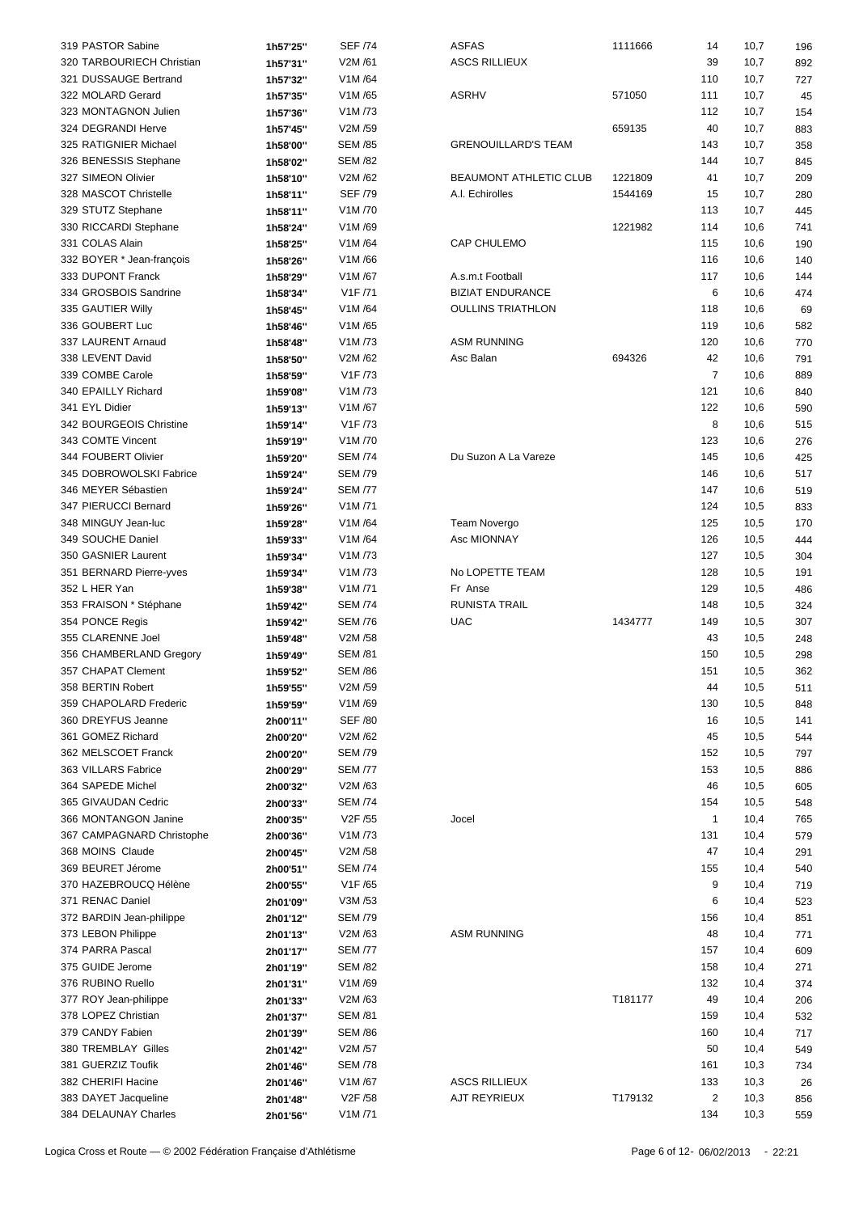| | | | | | | | |
|---|---|---|---|---|---|---|---|
| 319 PASTOR Sabine | 1h57'25'' | SEF /74 | ASFAS | 1111666 | 14 | 10,7 | 196 |
| 320 TARBOURIECH Christian | 1h57'31'' | V2M /61 | ASCS RILLIEUX | | 39 | 10,7 | 892 |
| 321 DUSSAUGE Bertrand | 1h57'32'' | V1M /64 | | | 110 | 10,7 | 727 |
| 322 MOLARD Gerard | 1h57'35'' | V1M /65 | ASRHV | 571050 | 111 | 10,7 | 45 |
| 323 MONTAGNON Julien | 1h57'36'' | V1M /73 | | | 112 | 10,7 | 154 |
| 324 DEGRANDI Herve | 1h57'45'' | V2M /59 | | 659135 | 40 | 10,7 | 883 |
| 325 RATIGNIER Michael | 1h58'00'' | SEM /85 | GRENOUILLARD'S TEAM | | 143 | 10,7 | 358 |
| 326 BENESSIS Stephane | 1h58'02'' | SEM /82 | | | 144 | 10,7 | 845 |
| 327 SIMEON Olivier | 1h58'10'' | V2M /62 | BEAUMONT ATHLETIC CLUB | 1221809 | 41 | 10,7 | 209 |
| 328 MASCOT Christelle | 1h58'11'' | SEF /79 | A.l. Echirolles | 1544169 | 15 | 10,7 | 280 |
| 329 STUTZ Stephane | 1h58'11'' | V1M /70 | | | 113 | 10,7 | 445 |
| 330 RICCARDI Stephane | 1h58'24'' | V1M /69 | | 1221982 | 114 | 10,6 | 741 |
| 331 COLAS Alain | 1h58'25'' | V1M /64 | CAP CHULEMO | | 115 | 10,6 | 190 |
| 332 BOYER * Jean-françois | 1h58'26'' | V1M /66 | | | 116 | 10,6 | 140 |
| 333 DUPONT Franck | 1h58'29'' | V1M /67 | A.s.m.t Football | | 117 | 10,6 | 144 |
| 334 GROSBOIS Sandrine | 1h58'34'' | V1F /71 | BIZIAT ENDURANCE | | 6 | 10,6 | 474 |
| 335 GAUTIER Willy | 1h58'45'' | V1M /64 | OULLINS TRIATHLON | | 118 | 10,6 | 69 |
| 336 GOUBERT Luc | 1h58'46'' | V1M /65 | | | 119 | 10,6 | 582 |
| 337 LAURENT Arnaud | 1h58'48'' | V1M /73 | ASM RUNNING | | 120 | 10,6 | 770 |
| 338 LEVENT David | 1h58'50'' | V2M /62 | Asc Balan | 694326 | 42 | 10,6 | 791 |
| 339 COMBE Carole | 1h58'59'' | V1F /73 | | | 7 | 10,6 | 889 |
| 340 EPAILLY Richard | 1h59'08'' | V1M /73 | | | 121 | 10,6 | 840 |
| 341 EYL Didier | 1h59'13'' | V1M /67 | | | 122 | 10,6 | 590 |
| 342 BOURGEOIS Christine | 1h59'14'' | V1F /73 | | | 8 | 10,6 | 515 |
| 343 COMTE Vincent | 1h59'19'' | V1M /70 | | | 123 | 10,6 | 276 |
| 344 FOUBERT Olivier | 1h59'20'' | SEM /74 | Du Suzon A La Vareze | | 145 | 10,6 | 425 |
| 345 DOBROWOLSKI Fabrice | 1h59'24'' | SEM /79 | | | 146 | 10,6 | 517 |
| 346 MEYER Sébastien | 1h59'24'' | SEM /77 | | | 147 | 10,6 | 519 |
| 347 PIERUCCI Bernard | 1h59'26'' | V1M /71 | | | 124 | 10,5 | 833 |
| 348 MINGUY Jean-luc | 1h59'28'' | V1M /64 | Team Novergo | | 125 | 10,5 | 170 |
| 349 SOUCHE Daniel | 1h59'33'' | V1M /64 | Asc MIONNAY | | 126 | 10,5 | 444 |
| 350 GASNIER Laurent | 1h59'34'' | V1M /73 | | | 127 | 10,5 | 304 |
| 351 BERNARD Pierre-yves | 1h59'34'' | V1M /73 | No LOPETTE TEAM | | 128 | 10,5 | 191 |
| 352 L HER Yan | 1h59'38'' | V1M /71 | Fr Anse | | 129 | 10,5 | 486 |
| 353 FRAISON * Stéphane | 1h59'42'' | SEM /74 | RUNISTA TRAIL | | 148 | 10,5 | 324 |
| 354 PONCE Regis | 1h59'42'' | SEM /76 | UAC | 1434777 | 149 | 10,5 | 307 |
| 355 CLARENNE Joel | 1h59'48'' | V2M /58 | | | 43 | 10,5 | 248 |
| 356 CHAMBERLAND Gregory | 1h59'49'' | SEM /81 | | | 150 | 10,5 | 298 |
| 357 CHAPAT Clement | 1h59'52'' | SEM /86 | | | 151 | 10,5 | 362 |
| 358 BERTIN Robert | 1h59'55'' | V2M /59 | | | 44 | 10,5 | 511 |
| 359 CHAPOLARD Frederic | 1h59'59'' | V1M /69 | | | 130 | 10,5 | 848 |
| 360 DREYFUS Jeanne | 2h00'11'' | SEF /80 | | | 16 | 10,5 | 141 |
| 361 GOMEZ Richard | 2h00'20'' | V2M /62 | | | 45 | 10,5 | 544 |
| 362 MELSCOET Franck | 2h00'20'' | SEM /79 | | | 152 | 10,5 | 797 |
| 363 VILLARS Fabrice | 2h00'29'' | SEM /77 | | | 153 | 10,5 | 886 |
| 364 SAPEDE Michel | 2h00'32'' | V2M /63 | | | 46 | 10,5 | 605 |
| 365 GIVAUDAN Cedric | 2h00'33'' | SEM /74 | | | 154 | 10,5 | 548 |
| 366 MONTANGON Janine | 2h00'35'' | V2F /55 | Jocel | | 1 | 10,4 | 765 |
| 367 CAMPAGNARD Christophe | 2h00'36'' | V1M /73 | | | 131 | 10,4 | 579 |
| 368 MOINS Claude | 2h00'45'' | V2M /58 | | | 47 | 10,4 | 291 |
| 369 BEURET Jérome | 2h00'51'' | SEM /74 | | | 155 | 10,4 | 540 |
| 370 HAZEBROUCQ Hélène | 2h00'55'' | V1F /65 | | | 9 | 10,4 | 719 |
| 371 RENAC Daniel | 2h01'09'' | V3M /53 | | | 6 | 10,4 | 523 |
| 372 BARDIN Jean-philippe | 2h01'12'' | SEM /79 | | | 156 | 10,4 | 851 |
| 373 LEBON Philippe | 2h01'13'' | V2M /63 | ASM RUNNING | | 48 | 10,4 | 771 |
| 374 PARRA Pascal | 2h01'17'' | SEM /77 | | | 157 | 10,4 | 609 |
| 375 GUIDE Jerome | 2h01'19'' | SEM /82 | | | 158 | 10,4 | 271 |
| 376 RUBINO Ruello | 2h01'31'' | V1M /69 | | | 132 | 10,4 | 374 |
| 377 ROY Jean-philippe | 2h01'33'' | V2M /63 | | T181177 | 49 | 10,4 | 206 |
| 378 LOPEZ Christian | 2h01'37'' | SEM /81 | | | 159 | 10,4 | 532 |
| 379 CANDY Fabien | 2h01'39'' | SEM /86 | | | 160 | 10,4 | 717 |
| 380 TREMBLAY Gilles | 2h01'42'' | V2M /57 | | | 50 | 10,4 | 549 |
| 381 GUERZIZ Toufik | 2h01'46'' | SEM /78 | | | 161 | 10,3 | 734 |
| 382 CHERIFI Hacine | 2h01'46'' | V1M /67 | ASCS RILLIEUX | | 133 | 10,3 | 26 |
| 383 DAYET Jacqueline | 2h01'48'' | V2F /58 | AJT REYRIEUX | T179132 | 2 | 10,3 | 856 |
| 384 DELAUNAY Charles | 2h01'56'' | V1M /71 | | | 134 | 10,3 | 559 |

Logica Cross et Route — © 2002 Fédération Française d'Athlétisme 06/02/2013 - 22:21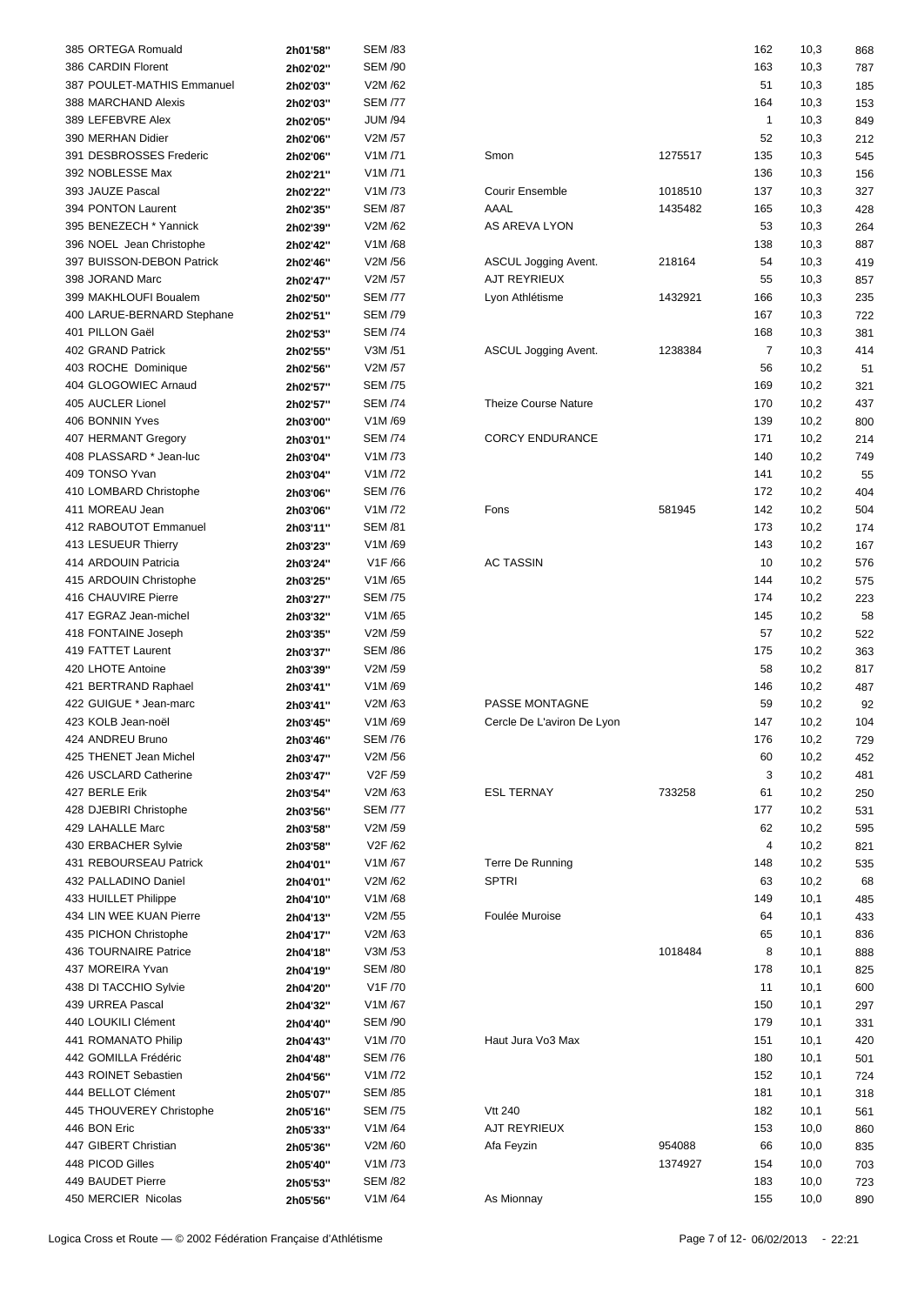| | | | | | | | |
|---|---|---|---|---|---|---|---|
| 385 ORTEGA Romuald | 2h01'58'' | SEM /83 | | | 162 | 10,3 | 868 |
| 386 CARDIN Florent | 2h02'02'' | SEM /90 | | | 163 | 10,3 | 787 |
| 387 POULET-MATHIS Emmanuel | 2h02'03'' | V2M /62 | | | 51 | 10,3 | 185 |
| 388 MARCHAND Alexis | 2h02'03'' | SEM /77 | | | 164 | 10,3 | 153 |
| 389 LEFEBVRE Alex | 2h02'05'' | JUM /94 | | | 1 | 10,3 | 849 |
| 390 MERHAN Didier | 2h02'06'' | V2M /57 | | | 52 | 10,3 | 212 |
| 391 DESBROSSES Frederic | 2h02'06'' | V1M /71 | Smon | 1275517 | 135 | 10,3 | 545 |
| 392 NOBLESSE Max | 2h02'21'' | V1M /71 | | | 136 | 10,3 | 156 |
| 393 JAUZE Pascal | 2h02'22'' | V1M /73 | Courir Ensemble | 1018510 | 137 | 10,3 | 327 |
| 394 PONTON Laurent | 2h02'35'' | SEM /87 | AAAL | 1435482 | 165 | 10,3 | 428 |
| 395 BENEZECH * Yannick | 2h02'39'' | V2M /62 | AS AREVA LYON | | 53 | 10,3 | 264 |
| 396 NOEL Jean Christophe | 2h02'42'' | V1M /68 | | | 138 | 10,3 | 887 |
| 397 BUISSON-DEBON Patrick | 2h02'46'' | V2M /56 | ASCUL Jogging Avent. | 218164 | 54 | 10,3 | 419 |
| 398 JORAND Marc | 2h02'47'' | V2M /57 | AJT REYRIEUX | | 55 | 10,3 | 857 |
| 399 MAKHLOUFI Boualem | 2h02'50'' | SEM /77 | Lyon Athlétisme | 1432921 | 166 | 10,3 | 235 |
| 400 LARUE-BERNARD Stephane | 2h02'51'' | SEM /79 | | | 167 | 10,3 | 722 |
| 401 PILLON Gaël | 2h02'53'' | SEM /74 | | | 168 | 10,3 | 381 |
| 402 GRAND Patrick | 2h02'55'' | V3M /51 | ASCUL Jogging Avent. | 1238384 | 7 | 10,3 | 414 |
| 403 ROCHE Dominique | 2h02'56'' | V2M /57 | | | 56 | 10,2 | 51 |
| 404 GLOGOWIEC Arnaud | 2h02'57'' | SEM /75 | | | 169 | 10,2 | 321 |
| 405 AUCLER Lionel | 2h02'57'' | SEM /74 | Theize Course Nature | | 170 | 10,2 | 437 |
| 406 BONNIN Yves | 2h03'00'' | V1M /69 | | | 139 | 10,2 | 800 |
| 407 HERMANT Gregory | 2h03'01'' | SEM /74 | CORCY ENDURANCE | | 171 | 10,2 | 214 |
| 408 PLASSARD * Jean-luc | 2h03'04'' | V1M /73 | | | 140 | 10,2 | 749 |
| 409 TONSO Yvan | 2h03'04'' | V1M /72 | | | 141 | 10,2 | 55 |
| 410 LOMBARD Christophe | 2h03'06'' | SEM /76 | | | 172 | 10,2 | 404 |
| 411 MOREAU Jean | 2h03'06'' | V1M /72 | Fons | 581945 | 142 | 10,2 | 504 |
| 412 RABOUTOT Emmanuel | 2h03'11'' | SEM /81 | | | 173 | 10,2 | 174 |
| 413 LESUEUR Thierry | 2h03'23'' | V1M /69 | | | 143 | 10,2 | 167 |
| 414 ARDOUIN Patricia | 2h03'24'' | V1F /66 | AC TASSIN | | 10 | 10,2 | 576 |
| 415 ARDOUIN Christophe | 2h03'25'' | V1M /65 | | | 144 | 10,2 | 575 |
| 416 CHAUVIRE Pierre | 2h03'27'' | SEM /75 | | | 174 | 10,2 | 223 |
| 417 EGRAZ Jean-michel | 2h03'32'' | V1M /65 | | | 145 | 10,2 | 58 |
| 418 FONTAINE Joseph | 2h03'35'' | V2M /59 | | | 57 | 10,2 | 522 |
| 419 FATTET Laurent | 2h03'37'' | SEM /86 | | | 175 | 10,2 | 363 |
| 420 LHOTE Antoine | 2h03'39'' | V2M /59 | | | 58 | 10,2 | 817 |
| 421 BERTRAND Raphael | 2h03'41'' | V1M /69 | | | 146 | 10,2 | 487 |
| 422 GUIGUE * Jean-marc | 2h03'41'' | V2M /63 | PASSE MONTAGNE | | 59 | 10,2 | 92 |
| 423 KOLB Jean-noël | 2h03'45'' | V1M /69 | Cercle De L'aviron De Lyon | | 147 | 10,2 | 104 |
| 424 ANDREU Bruno | 2h03'46'' | SEM /76 | | | 176 | 10,2 | 729 |
| 425 THENET Jean Michel | 2h03'47'' | V2M /56 | | | 60 | 10,2 | 452 |
| 426 USCLARD Catherine | 2h03'47'' | V2F /59 | | | 3 | 10,2 | 481 |
| 427 BERLE Erik | 2h03'54'' | V2M /63 | ESL TERNAY | 733258 | 61 | 10,2 | 250 |
| 428 DJEBIRI Christophe | 2h03'56'' | SEM /77 | | | 177 | 10,2 | 531 |
| 429 LAHALLE Marc | 2h03'58'' | V2M /59 | | | 62 | 10,2 | 595 |
| 430 ERBACHER Sylvie | 2h03'58'' | V2F /62 | | | 4 | 10,2 | 821 |
| 431 REBOURSEAU Patrick | 2h04'01'' | V1M /67 | Terre De Running | | 148 | 10,2 | 535 |
| 432 PALLADINO Daniel | 2h04'01'' | V2M /62 | SPTRI | | 63 | 10,2 | 68 |
| 433 HUILLET Philippe | 2h04'10'' | V1M /68 | | | 149 | 10,1 | 485 |
| 434 LIN WEE KUAN Pierre | 2h04'13'' | V2M /55 | Foulée Muroise | | 64 | 10,1 | 433 |
| 435 PICHON Christophe | 2h04'17'' | V2M /63 | | | 65 | 10,1 | 836 |
| 436 TOURNAIRE Patrice | 2h04'18'' | V3M /53 | | 1018484 | 8 | 10,1 | 888 |
| 437 MOREIRA Yvan | 2h04'19'' | SEM /80 | | | 178 | 10,1 | 825 |
| 438 DI TACCHIO Sylvie | 2h04'20'' | V1F /70 | | | 11 | 10,1 | 600 |
| 439 URREA Pascal | 2h04'32'' | V1M /67 | | | 150 | 10,1 | 297 |
| 440 LOUKILI Clément | 2h04'40'' | SEM /90 | | | 179 | 10,1 | 331 |
| 441 ROMANATO Philip | 2h04'43'' | V1M /70 | Haut Jura Vo3 Max | | 151 | 10,1 | 420 |
| 442 GOMILLA Frédéric | 2h04'48'' | SEM /76 | | | 180 | 10,1 | 501 |
| 443 ROINET Sebastien | 2h04'56'' | V1M /72 | | | 152 | 10,1 | 724 |
| 444 BELLOT Clément | 2h05'07'' | SEM /85 | | | 181 | 10,1 | 318 |
| 445 THOUVEREY Christophe | 2h05'16'' | SEM /75 | Vtt 240 | | 182 | 10,1 | 561 |
| 446 BON Eric | 2h05'33'' | V1M /64 | AJT REYRIEUX | | 153 | 10,0 | 860 |
| 447 GIBERT Christian | 2h05'36'' | V2M /60 | Afa Feyzin | 954088 | 66 | 10,0 | 835 |
| 448 PICOD Gilles | 2h05'40'' | V1M /73 | | 1374927 | 154 | 10,0 | 703 |
| 449 BAUDET Pierre | 2h05'53'' | SEM /82 | | | 183 | 10,0 | 723 |
| 450 MERCIER Nicolas | 2h05'56'' | V1M /64 | As Mionnay | | 155 | 10,0 | 890 |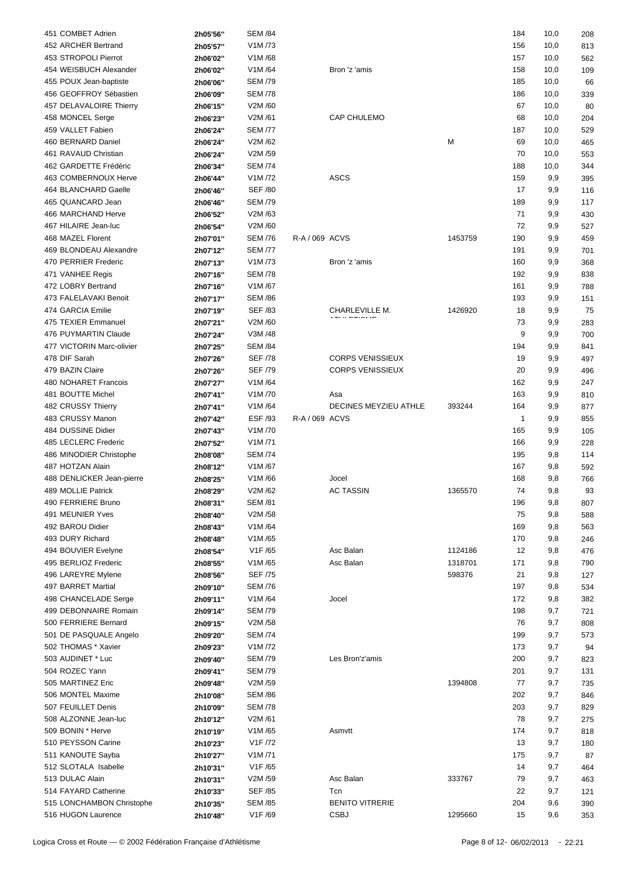| | | | | | | | | |
|---|---|---|---|---|---|---|---|---|
| 451 COMBET Adrien | 2h05'56" | SEM /84 | | | | 184 | 10,0 | 208 |
| 452 ARCHER Bertrand | 2h05'57" | V1M /73 | | | | 156 | 10,0 | 813 |
| 453 STROPOLI Pierrot | 2h06'02" | V1M /68 | | | | 157 | 10,0 | 562 |
| 454 WEISBUCH Alexander | 2h06'02" | V1M /64 | | Bron 'z 'amis | | 158 | 10,0 | 109 |
| 455 POUX Jean-baptiste | 2h06'06" | SEM /79 | | | | 185 | 10,0 | 66 |
| 456 GEOFFROY Sébastien | 2h06'09" | SEM /78 | | | | 186 | 10,0 | 339 |
| 457 DELAVALOIRE Thierry | 2h06'15" | V2M /60 | | | | 67 | 10,0 | 80 |
| 458 MONCEL Serge | 2h06'23" | V2M /61 | | CAP CHULEMO | | 68 | 10,0 | 204 |
| 459 VALLET Fabien | 2h06'24" | SEM /77 | | | | 187 | 10,0 | 529 |
| 460 BERNARD Daniel | 2h06'24" | V2M /62 | | | M | 69 | 10,0 | 465 |
| 461 RAVAUD Christian | 2h06'24" | V2M /59 | | | | 70 | 10,0 | 553 |
| 462 GARDETTE Frédéric | 2h06'34" | SEM /74 | | | | 188 | 10,0 | 344 |
| 463 COMBERNOUX Herve | 2h06'44" | V1M /72 | | ASCS | | 159 | 9,9 | 395 |
| 464 BLANCHARD Gaelle | 2h06'46" | SEF /80 | | | | 17 | 9,9 | 116 |
| 465 QUANCARD Jean | 2h06'46" | SEM /79 | | | | 189 | 9,9 | 117 |
| 466 MARCHAND Herve | 2h06'52" | V2M /63 | | | | 71 | 9,9 | 430 |
| 467 HILAIRE Jean-luc | 2h06'54" | V2M /60 | | | | 72 | 9,9 | 527 |
| 468 MAZEL Florent | 2h07'01" | SEM /76 | R-A / 069 | ACVS | 1453759 | 190 | 9,9 | 459 |
| 469 BLONDEAU Alexandre | 2h07'12" | SEM /77 | | | | 191 | 9,9 | 701 |
| 470 PERRIER Frederic | 2h07'13" | V1M /73 | | Bron 'z 'amis | | 160 | 9,9 | 368 |
| 471 VANHEE Regis | 2h07'16" | SEM /78 | | | | 192 | 9,9 | 838 |
| 472 LOBRY Bertrand | 2h07'16" | V1M /67 | | | | 161 | 9,9 | 788 |
| 473 FALELAVAKI Benoit | 2h07'17" | SEM /86 | | | | 193 | 9,9 | 151 |
| 474 GARCIA Emilie | 2h07'19" | SEF /83 | | CHARLEVILLE M. ATHLETISME | 1426920 | 18 | 9,9 | 75 |
| 475 TEXIER Emmanuel | 2h07'21" | V2M /60 | | | | 73 | 9,9 | 283 |
| 476 PUYMARTIN Claude | 2h07'24" | V3M /48 | | | | 9 | 9,9 | 700 |
| 477 VICTORIN Marc-olivier | 2h07'25" | SEM /84 | | | | 194 | 9,9 | 841 |
| 478 DIF Sarah | 2h07'26" | SEF /78 | | CORPS VENISSIEUX | | 19 | 9,9 | 497 |
| 479 BAZIN Claire | 2h07'26" | SEF /79 | | CORPS VENISSIEUX | | 20 | 9,9 | 496 |
| 480 NOHARET Francois | 2h07'27" | V1M /64 | | | | 162 | 9,9 | 247 |
| 481 BOUTTE Michel | 2h07'41" | V1M /70 | | Asa | | 163 | 9,9 | 810 |
| 482 CRUSSY Thierry | 2h07'41" | V1M /64 | | DECINES MEYZIEU ATHLE | 393244 | 164 | 9,9 | 877 |
| 483 CRUSSY Manon | 2h07'42" | ESF /93 | R-A / 069 | ACVS | | 1 | 9,9 | 855 |
| 484 DUSSINE Didier | 2h07'43" | V1M /70 | | | | 165 | 9,9 | 105 |
| 485 LECLERC Frederic | 2h07'52" | V1M /71 | | | | 166 | 9,9 | 228 |
| 486 MINODIER Christophe | 2h08'08" | SEM /74 | | | | 195 | 9,8 | 114 |
| 487 HOTZAN Alain | 2h08'12" | V1M /67 | | | | 167 | 9,8 | 592 |
| 488 DENLICKER Jean-pierre | 2h08'25" | V1M /66 | | Jocel | | 168 | 9,8 | 766 |
| 489 MOLLIE Patrick | 2h08'29" | V2M /62 | | AC TASSIN | 1365570 | 74 | 9,8 | 93 |
| 490 FERRIERE Bruno | 2h08'31" | SEM /81 | | | | 196 | 9,8 | 807 |
| 491 MEUNIER Yves | 2h08'40" | V2M /58 | | | | 75 | 9,8 | 588 |
| 492 BAROU Didier | 2h08'43" | V1M /64 | | | | 169 | 9,8 | 563 |
| 493 DURY Richard | 2h08'48" | V1M /65 | | | | 170 | 9,8 | 246 |
| 494 BOUVIER Evelyne | 2h08'54" | V1F /65 | | Asc Balan | 1124186 | 12 | 9,8 | 476 |
| 495 BERLIOZ Frederic | 2h08'55" | V1M /65 | | Asc Balan | 1318701 | 171 | 9,8 | 790 |
| 496 LAREYRE Mylene | 2h08'56" | SEF /75 | | | 598376 | 21 | 9,8 | 127 |
| 497 BARRET Martial | 2h09'10" | SEM /76 | | | | 197 | 9,8 | 534 |
| 498 CHANCELADE Serge | 2h09'11" | V1M /64 | | Jocel | | 172 | 9,8 | 382 |
| 499 DEBONNAIRE Romain | 2h09'14" | SEM /79 | | | | 198 | 9,7 | 721 |
| 500 FERRIERE Bernard | 2h09'15" | V2M /58 | | | | 76 | 9,7 | 808 |
| 501 DE PASQUALE Angelo | 2h09'20" | SEM /74 | | | | 199 | 9,7 | 573 |
| 502 THOMAS * Xavier | 2h09'23" | V1M /72 | | | | 173 | 9,7 | 94 |
| 503 AUDINET * Luc | 2h09'40" | SEM /79 | | Les Bron'z'amis | | 200 | 9,7 | 823 |
| 504 ROZEC Yann | 2h09'41" | SEM /79 | | | | 201 | 9,7 | 131 |
| 505 MARTINEZ Eric | 2h09'48" | V2M /59 | | | 1394808 | 77 | 9,7 | 735 |
| 506 MONTEL Maxime | 2h10'08" | SEM /86 | | | | 202 | 9,7 | 846 |
| 507 FEUILLET Denis | 2h10'09" | SEM /78 | | | | 203 | 9,7 | 829 |
| 508 ALZONNE Jean-luc | 2h10'12" | V2M /61 | | | | 78 | 9,7 | 275 |
| 509 BONIN * Herve | 2h10'19" | V1M /65 | | Asmvtt | | 174 | 9,7 | 818 |
| 510 PEYSSON Carine | 2h10'23" | V1F /72 | | | | 13 | 9,7 | 180 |
| 511 KANOUTE Sayba | 2h10'27" | V1M /71 | | | | 175 | 9,7 | 87 |
| 512 SLOTALA Isabelle | 2h10'31" | V1F /65 | | | | 14 | 9,7 | 464 |
| 513 DULAC Alain | 2h10'31" | V2M /59 | | Asc Balan | 333767 | 79 | 9,7 | 463 |
| 514 FAYARD Catherine | 2h10'33" | SEF /85 | | Tcn | | 22 | 9,7 | 121 |
| 515 LONCHAMBON Christophe | 2h10'35" | SEM /85 | | BENITO VITRERIE | | 204 | 9,6 | 390 |
| 516 HUGON Laurence | 2h10'48" | V1F /69 | | CSBJ | 1295660 | 15 | 9,6 | 353 |

Logica Cross et Route — © 2002 Fédération Française d'Athlétisme 06/02/2013 - 22:21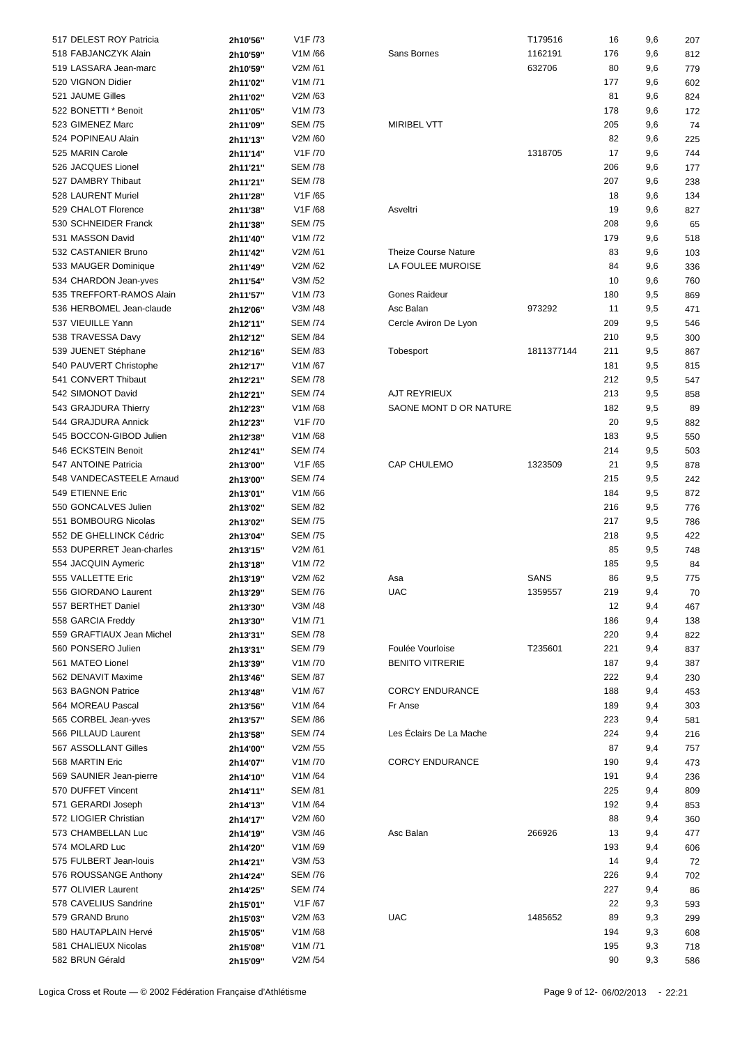| | | | | | | | |
|---|---|---|---|---|---|---|---|
| 517 DELEST ROY Patricia | 2h10'56'' | V1F /73 | | T179516 | 16 | 9,6 | 207 |
| 518 FABJANCZYK Alain | 2h10'59'' | V1M /66 | Sans Bornes | 1162191 | 176 | 9,6 | 812 |
| 519 LASSARA Jean-marc | 2h10'59'' | V2M /61 | | 632706 | 80 | 9,6 | 779 |
| 520 VIGNON Didier | 2h11'02'' | V1M /71 | | | 177 | 9,6 | 602 |
| 521 JAUME Gilles | 2h11'02'' | V2M /63 | | | 81 | 9,6 | 824 |
| 522 BONETTI * Benoit | 2h11'05'' | V1M /73 | | | 178 | 9,6 | 172 |
| 523 GIMENEZ Marc | 2h11'09'' | SEM /75 | MIRIBEL VTT | | 205 | 9,6 | 74 |
| 524 POPINEAU Alain | 2h11'13'' | V2M /60 | | | 82 | 9,6 | 225 |
| 525 MARIN Carole | 2h11'14'' | V1F /70 | | 1318705 | 17 | 9,6 | 744 |
| 526 JACQUES Lionel | 2h11'21'' | SEM /78 | | | 206 | 9,6 | 177 |
| 527 DAMBRY Thibaut | 2h11'21'' | SEM /78 | | | 207 | 9,6 | 238 |
| 528 LAURENT Muriel | 2h11'28'' | V1F /65 | | | 18 | 9,6 | 134 |
| 529 CHALOT Florence | 2h11'38'' | V1F /68 | Asveltri | | 19 | 9,6 | 827 |
| 530 SCHNEIDER Franck | 2h11'38'' | SEM /75 | | | 208 | 9,6 | 65 |
| 531 MASSON David | 2h11'40'' | V1M /72 | | | 179 | 9,6 | 518 |
| 532 CASTANIER Bruno | 2h11'42'' | V2M /61 | Theize Course Nature | | 83 | 9,6 | 103 |
| 533 MAUGER Dominique | 2h11'49'' | V2M /62 | LA FOULEE MUROISE | | 84 | 9,6 | 336 |
| 534 CHARDON Jean-yves | 2h11'54'' | V3M /52 | | | 10 | 9,6 | 760 |
| 535 TREFFORT-RAMOS Alain | 2h11'57'' | V1M /73 | Gones Raideur | | 180 | 9,5 | 869 |
| 536 HERBOMEL Jean-claude | 2h12'06'' | V3M /48 | Asc Balan | 973292 | 11 | 9,5 | 471 |
| 537 VIEUILLE Yann | 2h12'11'' | SEM /74 | Cercle Aviron De Lyon | | 209 | 9,5 | 546 |
| 538 TRAVESSA Davy | 2h12'12'' | SEM /84 | | | 210 | 9,5 | 300 |
| 539 JUENET Stéphane | 2h12'16'' | SEM /83 | Tobesport | 1811377144 | 211 | 9,5 | 867 |
| 540 PAUVERT Christophe | 2h12'17'' | V1M /67 | | | 181 | 9,5 | 815 |
| 541 CONVERT Thibaut | 2h12'21'' | SEM /78 | | | 212 | 9,5 | 547 |
| 542 SIMONOT David | 2h12'21'' | SEM /74 | AJT REYRIEUX | | 213 | 9,5 | 858 |
| 543 GRAJDURA Thierry | 2h12'23'' | V1M /68 | SAONE MONT D OR NATURE | | 182 | 9,5 | 89 |
| 544 GRAJDURA Annick | 2h12'23'' | V1F /70 | | | 20 | 9,5 | 882 |
| 545 BOCCON-GIBOD Julien | 2h12'38'' | V1M /68 | | | 183 | 9,5 | 550 |
| 546 ECKSTEIN Benoit | 2h12'41'' | SEM /74 | | | 214 | 9,5 | 503 |
| 547 ANTOINE Patricia | 2h13'00'' | V1F /65 | CAP CHULEMO | 1323509 | 21 | 9,5 | 878 |
| 548 VANDECASTEELE Arnaud | 2h13'00'' | SEM /74 | | | 215 | 9,5 | 242 |
| 549 ETIENNE Eric | 2h13'01'' | V1M /66 | | | 184 | 9,5 | 872 |
| 550 GONCALVES Julien | 2h13'02'' | SEM /82 | | | 216 | 9,5 | 776 |
| 551 BOMBOURG Nicolas | 2h13'02'' | SEM /75 | | | 217 | 9,5 | 786 |
| 552 DE GHELLINCK Cédric | 2h13'04'' | SEM /75 | | | 218 | 9,5 | 422 |
| 553 DUPERRET Jean-charles | 2h13'15'' | V2M /61 | | | 85 | 9,5 | 748 |
| 554 JACQUIN Aymeric | 2h13'18'' | V1M /72 | | | 185 | 9,5 | 84 |
| 555 VALLETTE Eric | 2h13'19'' | V2M /62 | Asa | SANS | 86 | 9,5 | 775 |
| 556 GIORDANO Laurent | 2h13'29'' | SEM /76 | UAC | 1359557 | 219 | 9,4 | 70 |
| 557 BERTHET Daniel | 2h13'30'' | V3M /48 | | | 12 | 9,4 | 467 |
| 558 GARCIA Freddy | 2h13'30'' | V1M /71 | | | 186 | 9,4 | 138 |
| 559 GRAFTIAUX Jean Michel | 2h13'31'' | SEM /78 | | | 220 | 9,4 | 822 |
| 560 PONSERO Julien | 2h13'31'' | SEM /79 | Foulée Vourloise | T235601 | 221 | 9,4 | 837 |
| 561 MATEO Lionel | 2h13'39'' | V1M /70 | BENITO VITRERIE | | 187 | 9,4 | 387 |
| 562 DENAVIT Maxime | 2h13'46'' | SEM /87 | | | 222 | 9,4 | 230 |
| 563 BAGNON Patrice | 2h13'48'' | V1M /67 | CORCY ENDURANCE | | 188 | 9,4 | 453 |
| 564 MOREAU Pascal | 2h13'56'' | V1M /64 | Fr Anse | | 189 | 9,4 | 303 |
| 565 CORBEL Jean-yves | 2h13'57'' | SEM /86 | | | 223 | 9,4 | 581 |
| 566 PILLAUD Laurent | 2h13'58'' | SEM /74 | Les Éclairs De La Mache | | 224 | 9,4 | 216 |
| 567 ASSOLLANT Gilles | 2h14'00'' | V2M /55 | | | 87 | 9,4 | 757 |
| 568 MARTIN Eric | 2h14'07'' | V1M /70 | CORCY ENDURANCE | | 190 | 9,4 | 473 |
| 569 SAUNIER Jean-pierre | 2h14'10'' | V1M /64 | | | 191 | 9,4 | 236 |
| 570 DUFFET Vincent | 2h14'11'' | SEM /81 | | | 225 | 9,4 | 809 |
| 571 GERARDI Joseph | 2h14'13'' | V1M /64 | | | 192 | 9,4 | 853 |
| 572 LIOGIER Christian | 2h14'17'' | V2M /60 | | | 88 | 9,4 | 360 |
| 573 CHAMBELLAN Luc | 2h14'19'' | V3M /46 | Asc Balan | 266926 | 13 | 9,4 | 477 |
| 574 MOLARD Luc | 2h14'20'' | V1M /69 | | | 193 | 9,4 | 606 |
| 575 FULBERT Jean-louis | 2h14'21'' | V3M /53 | | | 14 | 9,4 | 72 |
| 576 ROUSSANGE Anthony | 2h14'24'' | SEM /76 | | | 226 | 9,4 | 702 |
| 577 OLIVIER Laurent | 2h14'25'' | SEM /74 | | | 227 | 9,4 | 86 |
| 578 CAVELIUS Sandrine | 2h15'01'' | V1F /67 | | | 22 | 9,3 | 593 |
| 579 GRAND Bruno | 2h15'03'' | V2M /63 | UAC | 1485652 | 89 | 9,3 | 299 |
| 580 HAUTAPLAIN Hervé | 2h15'05'' | V1M /68 | | | 194 | 9,3 | 608 |
| 581 CHALIEUX Nicolas | 2h15'08'' | V1M /71 | | | 195 | 9,3 | 718 |
| 582 BRUN Gérald | 2h15'09'' | V2M /54 | | | 90 | 9,3 | 586 |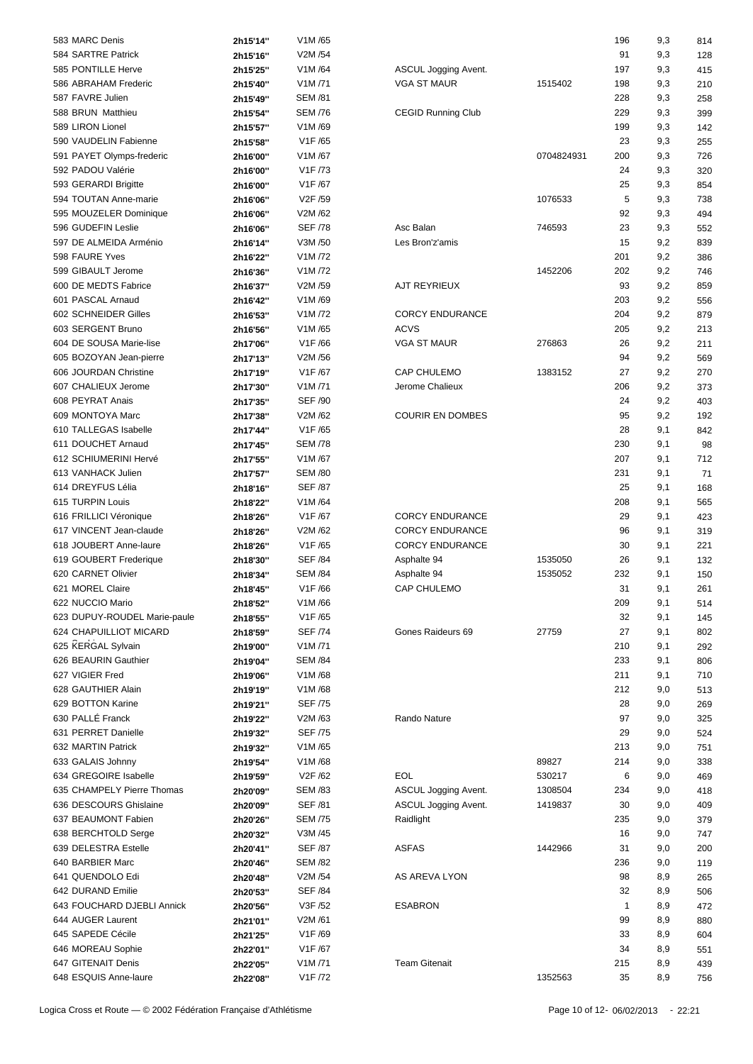| | | | | | | | |
|---|---|---|---|---|---|---|---|
| 583 MARC Denis | 2h15'14'' | V1M /65 | | | 196 | 9,3 | 814 |
| 584 SARTRE Patrick | 2h15'16'' | V2M /54 | | | 91 | 9,3 | 128 |
| 585 PONTILLE Herve | 2h15'25'' | V1M /64 | ASCUL Jogging Avent. | | 197 | 9,3 | 415 |
| 586 ABRAHAM Frederic | 2h15'40'' | V1M /71 | VGA ST MAUR | 1515402 | 198 | 9,3 | 210 |
| 587 FAVRE Julien | 2h15'49'' | SEM /81 | | | 228 | 9,3 | 258 |
| 588 BRUN Matthieu | 2h15'54'' | SEM /76 | CEGID Running Club | | 229 | 9,3 | 399 |
| 589 LIRON Lionel | 2h15'57'' | V1M /69 | | | 199 | 9,3 | 142 |
| 590 VAUDELIN Fabienne | 2h15'58'' | V1F /65 | | | 23 | 9,3 | 255 |
| 591 PAYET Olymps-frederic | 2h16'00'' | V1M /67 | | 0704824931 | 200 | 9,3 | 726 |
| 592 PADOU Valérie | 2h16'00'' | V1F /73 | | | 24 | 9,3 | 320 |
| 593 GERARDI Brigitte | 2h16'00'' | V1F /67 | | | 25 | 9,3 | 854 |
| 594 TOUTAN Anne-marie | 2h16'06'' | V2F /59 | | 1076533 | 5 | 9,3 | 738 |
| 595 MOUZELER Dominique | 2h16'06'' | V2M /62 | | | 92 | 9,3 | 494 |
| 596 GUDEFIN Leslie | 2h16'06'' | SEF /78 | Asc Balan | 746593 | 23 | 9,3 | 552 |
| 597 DE ALMEIDA Arménio | 2h16'14'' | V3M /50 | Les Bron'z'amis | | 15 | 9,2 | 839 |
| 598 FAURE Yves | 2h16'22'' | V1M /72 | | | 201 | 9,2 | 386 |
| 599 GIBAULT Jerome | 2h16'36'' | V1M /72 | | 1452206 | 202 | 9,2 | 746 |
| 600 DE MEDTS Fabrice | 2h16'37'' | V2M /59 | AJT REYRIEUX | | 93 | 9,2 | 859 |
| 601 PASCAL Arnaud | 2h16'42'' | V1M /69 | | | 203 | 9,2 | 556 |
| 602 SCHNEIDER Gilles | 2h16'53'' | V1M /72 | CORCY ENDURANCE | | 204 | 9,2 | 879 |
| 603 SERGENT Bruno | 2h16'56'' | V1M /65 | ACVS | | 205 | 9,2 | 213 |
| 604 DE SOUSA Marie-lise | 2h17'06'' | V1F /66 | VGA ST MAUR | 276863 | 26 | 9,2 | 211 |
| 605 BOZOYAN Jean-pierre | 2h17'13'' | V2M /56 | | | 94 | 9,2 | 569 |
| 606 JOURDAN Christine | 2h17'19'' | V1F /67 | CAP CHULEMO | 1383152 | 27 | 9,2 | 270 |
| 607 CHALIEUX Jerome | 2h17'30'' | V1M /71 | Jerome Chalieux | | 206 | 9,2 | 373 |
| 608 PEYRAT Anais | 2h17'35'' | SEF /90 | | | 24 | 9,2 | 403 |
| 609 MONTOYA Marc | 2h17'38'' | V2M /62 | COURIR EN DOMBES | | 95 | 9,2 | 192 |
| 610 TALLEGAS Isabelle | 2h17'44'' | V1F /65 | | | 28 | 9,1 | 842 |
| 611 DOUCHET Arnaud | 2h17'45'' | SEM /78 | | | 230 | 9,1 | 98 |
| 612 SCHIUMERINI Hervé | 2h17'55'' | V1M /67 | | | 207 | 9,1 | 712 |
| 613 VANHACK Julien | 2h17'57'' | SEM /80 | | | 231 | 9,1 | 71 |
| 614 DREYFUS Lélia | 2h18'16'' | SEF /87 | | | 25 | 9,1 | 168 |
| 615 TURPIN Louis | 2h18'22'' | V1M /64 | | | 208 | 9,1 | 565 |
| 616 FRILLICI Véronique | 2h18'26'' | V1F /67 | CORCY ENDURANCE | | 29 | 9,1 | 423 |
| 617 VINCENT Jean-claude | 2h18'26'' | V2M /62 | CORCY ENDURANCE | | 96 | 9,1 | 319 |
| 618 JOUBERT Anne-laure | 2h18'26'' | V1F /65 | CORCY ENDURANCE | | 30 | 9,1 | 221 |
| 619 GOUBERT Frederique | 2h18'30'' | SEF /84 | Asphalte 94 | 1535050 | 26 | 9,1 | 132 |
| 620 CARNET Olivier | 2h18'34'' | SEM /84 | Asphalte 94 | 1535052 | 232 | 9,1 | 150 |
| 621 MOREL Claire | 2h18'45'' | V1F /66 | CAP CHULEMO | | 31 | 9,1 | 261 |
| 622 NUCCIO Mario | 2h18'52'' | V1M /66 | | | 209 | 9,1 | 514 |
| 623 DUPUY-ROUDEL Marie-paule | 2h18'55'' | V1F /65 | | | 32 | 9,1 | 145 |
| 624 CHAPUILLIOT MICARD | 2h18'59'' | SEF /74 | Gones Raideurs 69 | 27759 | 27 | 9,1 | 802 |
| 625 KERGAL Sylvain | 2h19'00'' | V1M /71 | | | 210 | 9,1 | 292 |
| 626 BEAURIN Gauthier | 2h19'04'' | SEM /84 | | | 233 | 9,1 | 806 |
| 627 VIGIER Fred | 2h19'06'' | V1M /68 | | | 211 | 9,1 | 710 |
| 628 GAUTHIER Alain | 2h19'19'' | V1M /68 | | | 212 | 9,0 | 513 |
| 629 BOTTON Karine | 2h19'21'' | SEF /75 | | | 28 | 9,0 | 269 |
| 630 PALLÉ Franck | 2h19'22'' | V2M /63 | Rando Nature | | 97 | 9,0 | 325 |
| 631 PERRET Danielle | 2h19'32'' | SEF /75 | | | 29 | 9,0 | 524 |
| 632 MARTIN Patrick | 2h19'32'' | V1M /65 | | | 213 | 9,0 | 751 |
| 633 GALAIS Johnny | 2h19'54'' | V1M /68 | | 89827 | 214 | 9,0 | 338 |
| 634 GREGOIRE Isabelle | 2h19'59'' | V2F /62 | EOL | 530217 | 6 | 9,0 | 469 |
| 635 CHAMPELY Pierre Thomas | 2h20'09'' | SEM /83 | ASCUL Jogging Avent. | 1308504 | 234 | 9,0 | 418 |
| 636 DESCOURS Ghislaine | 2h20'09'' | SEF /81 | ASCUL Jogging Avent. | 1419837 | 30 | 9,0 | 409 |
| 637 BEAUMONT Fabien | 2h20'26'' | SEM /75 | Raidlight | | 235 | 9,0 | 379 |
| 638 BERCHTOLD Serge | 2h20'32'' | V3M /45 | | | 16 | 9,0 | 747 |
| 639 DELESTRA Estelle | 2h20'41'' | SEF /87 | ASFAS | 1442966 | 31 | 9,0 | 200 |
| 640 BARBIER Marc | 2h20'46'' | SEM /82 | | | 236 | 9,0 | 119 |
| 641 QUENDOLO Edi | 2h20'48'' | V2M /54 | AS AREVA LYON | | 98 | 8,9 | 265 |
| 642 DURAND Emilie | 2h20'53'' | SEF /84 | | | 32 | 8,9 | 506 |
| 643 FOUCHARD DJEBLI Annick | 2h20'56'' | V3F /52 | ESABRON | | 1 | 8,9 | 472 |
| 644 AUGER Laurent | 2h21'01'' | V2M /61 | | | 99 | 8,9 | 880 |
| 645 SAPEDE Cécile | 2h21'25'' | V1F /69 | | | 33 | 8,9 | 604 |
| 646 MOREAU Sophie | 2h22'01'' | V1F /67 | | | 34 | 8,9 | 551 |
| 647 GITENAIT Denis | 2h22'05'' | V1M /71 | Team Gitenait | | 215 | 8,9 | 439 |
| 648 ESQUIS Anne-laure | 2h22'08'' | V1F /72 | | 1352563 | 35 | 8,9 | 756 |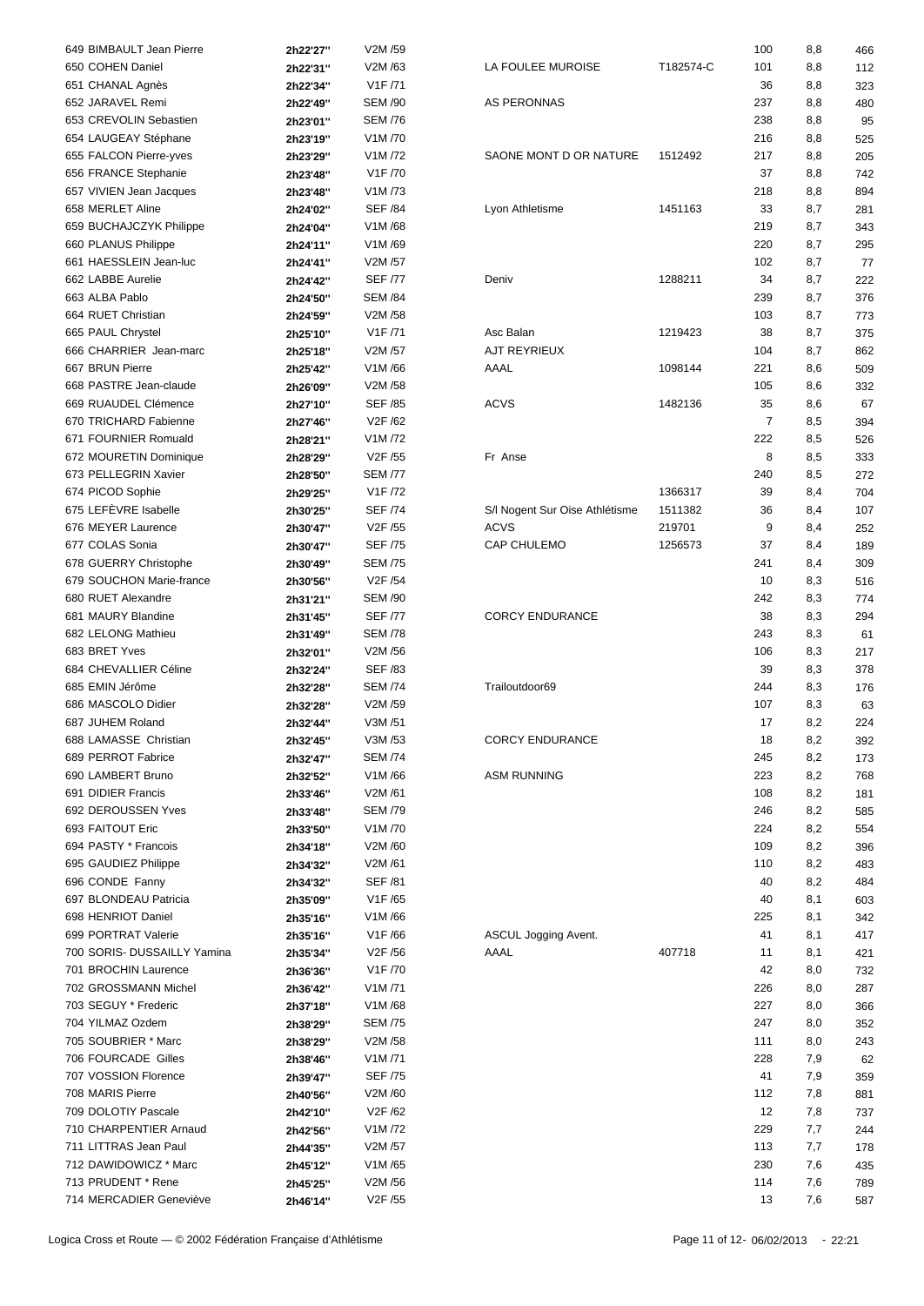| | | | | | | | |
|---|---|---|---|---|---|---|---|
| 649 BIMBAULT Jean Pierre | 2h22'27'' | V2M /59 | | | 100 | 8,8 | 466 |
| 650 COHEN Daniel | 2h22'31'' | V2M /63 | LA FOULEE MUROISE | T182574-C | 101 | 8,8 | 112 |
| 651 CHANAL Agnès | 2h22'34'' | V1F /71 | | | 36 | 8,8 | 323 |
| 652 JARAVEL Remi | 2h22'49'' | SEM /90 | AS PERONNAS | | 237 | 8,8 | 480 |
| 653 CREVOLIN Sebastien | 2h23'01'' | SEM /76 | | | 238 | 8,8 | 95 |
| 654 LAUGEAY Stéphane | 2h23'19'' | V1M /70 | | | 216 | 8,8 | 525 |
| 655 FALCON Pierre-yves | 2h23'29'' | V1M /72 | SAONE MONT D OR NATURE | 1512492 | 217 | 8,8 | 205 |
| 656 FRANCE Stephanie | 2h23'48'' | V1F /70 | | | 37 | 8,8 | 742 |
| 657 VIVIEN Jean Jacques | 2h23'48'' | V1M /73 | | | 218 | 8,8 | 894 |
| 658 MERLET Aline | 2h24'02'' | SEF /84 | Lyon Athletisme | 1451163 | 33 | 8,7 | 281 |
| 659 BUCHAJCZYK Philippe | 2h24'04'' | V1M /68 | | | 219 | 8,7 | 343 |
| 660 PLANUS Philippe | 2h24'11'' | V1M /69 | | | 220 | 8,7 | 295 |
| 661 HAESSLEIN Jean-luc | 2h24'41'' | V2M /57 | | | 102 | 8,7 | 77 |
| 662 LABBE Aurelie | 2h24'42'' | SEF /77 | Deniv | 1288211 | 34 | 8,7 | 222 |
| 663 ALBA Pablo | 2h24'50'' | SEM /84 | | | 239 | 8,7 | 376 |
| 664 RUET Christian | 2h24'59'' | V2M /58 | | | 103 | 8,7 | 773 |
| 665 PAUL Chrystel | 2h25'10'' | V1F /71 | Asc Balan | 1219423 | 38 | 8,7 | 375 |
| 666 CHARRIER Jean-marc | 2h25'18'' | V2M /57 | AJT REYRIEUX | | 104 | 8,7 | 862 |
| 667 BRUN Pierre | 2h25'42'' | V1M /66 | AAAL | 1098144 | 221 | 8,6 | 509 |
| 668 PASTRE Jean-claude | 2h26'09'' | V2M /58 | | | 105 | 8,6 | 332 |
| 669 RUAUDEL Clémence | 2h27'10'' | SEF /85 | ACVS | 1482136 | 35 | 8,6 | 67 |
| 670 TRICHARD Fabienne | 2h27'46'' | V2F /62 | | | 7 | 8,5 | 394 |
| 671 FOURNIER Romuald | 2h28'21'' | V1M /72 | | | 222 | 8,5 | 526 |
| 672 MOURETIN Dominique | 2h28'29'' | V2F /55 | Fr Anse | | 8 | 8,5 | 333 |
| 673 PELLEGRIN Xavier | 2h28'50'' | SEM /77 | | | 240 | 8,5 | 272 |
| 674 PICOD Sophie | 2h29'25'' | V1F /72 | | 1366317 | 39 | 8,4 | 704 |
| 675 LEFÈVRE Isabelle | 2h30'25'' | SEF /74 | S/l Nogent Sur Oise Athlétisme | 1511382 | 36 | 8,4 | 107 |
| 676 MEYER Laurence | 2h30'47'' | V2F /55 | ACVS | 219701 | 9 | 8,4 | 252 |
| 677 COLAS Sonia | 2h30'47'' | SEF /75 | CAP CHULEMO | 1256573 | 37 | 8,4 | 189 |
| 678 GUERRY Christophe | 2h30'49'' | SEM /75 | | | 241 | 8,4 | 309 |
| 679 SOUCHON Marie-france | 2h30'56'' | V2F /54 | | | 10 | 8,3 | 516 |
| 680 RUET Alexandre | 2h31'21'' | SEM /90 | | | 242 | 8,3 | 774 |
| 681 MAURY Blandine | 2h31'45'' | SEF /77 | CORCY ENDURANCE | | 38 | 8,3 | 294 |
| 682 LELONG Mathieu | 2h31'49'' | SEM /78 | | | 243 | 8,3 | 61 |
| 683 BRET Yves | 2h32'01'' | V2M /56 | | | 106 | 8,3 | 217 |
| 684 CHEVALLIER Céline | 2h32'24'' | SEF /83 | | | 39 | 8,3 | 378 |
| 685 EMIN Jérôme | 2h32'28'' | SEM /74 | Trailoutdoor69 | | 244 | 8,3 | 176 |
| 686 MASCOLO Didier | 2h32'28'' | V2M /59 | | | 107 | 8,3 | 63 |
| 687 JUHEM Roland | 2h32'44'' | V3M /51 | | | 17 | 8,2 | 224 |
| 688 LAMASSE Christian | 2h32'45'' | V3M /53 | CORCY ENDURANCE | | 18 | 8,2 | 392 |
| 689 PERROT Fabrice | 2h32'47'' | SEM /74 | | | 245 | 8,2 | 173 |
| 690 LAMBERT Bruno | 2h32'52'' | V1M /66 | ASM RUNNING | | 223 | 8,2 | 768 |
| 691 DIDIER Francis | 2h33'46'' | V2M /61 | | | 108 | 8,2 | 181 |
| 692 DEROUSSEN Yves | 2h33'48'' | SEM /79 | | | 246 | 8,2 | 585 |
| 693 FAITOUT Eric | 2h33'50'' | V1M /70 | | | 224 | 8,2 | 554 |
| 694 PASTY * Francois | 2h34'18'' | V2M /60 | | | 109 | 8,2 | 396 |
| 695 GAUDIEZ Philippe | 2h34'32'' | V2M /61 | | | 110 | 8,2 | 483 |
| 696 CONDE Fanny | 2h34'32'' | SEF /81 | | | 40 | 8,2 | 484 |
| 697 BLONDEAU Patricia | 2h35'09'' | V1F /65 | | | 40 | 8,1 | 603 |
| 698 HENRIOT Daniel | 2h35'16'' | V1M /66 | | | 225 | 8,1 | 342 |
| 699 PORTRAT Valerie | 2h35'16'' | V1F /66 | ASCUL Jogging Avent. | | 41 | 8,1 | 417 |
| 700 SORIS- DUSSAILLY Yamina | 2h35'34'' | V2F /56 | AAAL | 407718 | 11 | 8,1 | 421 |
| 701 BROCHIN Laurence | 2h36'36'' | V1F /70 | | | 42 | 8,0 | 732 |
| 702 GROSSMANN Michel | 2h36'42'' | V1M /71 | | | 226 | 8,0 | 287 |
| 703 SEGUY * Frederic | 2h37'18'' | V1M /68 | | | 227 | 8,0 | 366 |
| 704 YILMAZ Ozdem | 2h38'29'' | SEM /75 | | | 247 | 8,0 | 352 |
| 705 SOUBRIER * Marc | 2h38'29'' | V2M /58 | | | 111 | 8,0 | 243 |
| 706 FOURCADE Gilles | 2h38'46'' | V1M /71 | | | 228 | 7,9 | 62 |
| 707 VOSSION Florence | 2h39'47'' | SEF /75 | | | 41 | 7,9 | 359 |
| 708 MARIS Pierre | 2h40'56'' | V2M /60 | | | 112 | 7,8 | 881 |
| 709 DOLOTIY Pascale | 2h42'10'' | V2F /62 | | | 12 | 7,8 | 737 |
| 710 CHARPENTIER Arnaud | 2h42'56'' | V1M /72 | | | 229 | 7,7 | 244 |
| 711 LITTRAS Jean Paul | 2h44'35'' | V2M /57 | | | 113 | 7,7 | 178 |
| 712 DAWIDOWICZ * Marc | 2h45'12'' | V1M /65 | | | 230 | 7,6 | 435 |
| 713 PRUDENT * Rene | 2h45'25'' | V2M /56 | | | 114 | 7,6 | 789 |
| 714 MERCADIER Geneviève | 2h46'14'' | V2F /55 | | | 13 | 7,6 | 587 |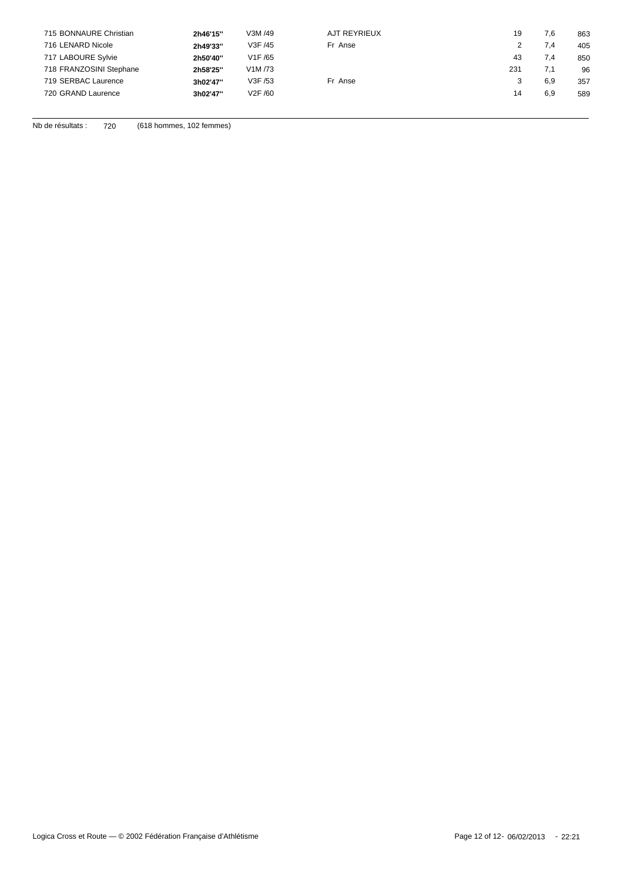| | | | | | | |
|---|---|---|---|---|---|---|
| 715 BONNAURE Christian | **2h46'15''** | V3M /49 | AJT REYRIEUX | 19 | 7,6 | 863 |
| 716 LENARD Nicole | **2h49'33''** | V3F /45 | Fr Anse | 2 | 7,4 | 405 |
| 717 LABOURE Sylvie | **2h50'40''** | V1F /65 | | 43 | 7,4 | 850 |
| 718 FRANZOSINI Stephane | **2h58'25''** | V1M /73 | | 231 | 7,1 | 96 |
| 719 SERBAC Laurence | **3h02'47''** | V3F /53 | Fr Anse | 3 | 6,9 | 357 |
| 720 GRAND Laurence | **3h02'47''** | V2F /60 | | 14 | 6,9 | 589 |

Nb de résultats : 720 (618 hommes, 102 femmes)